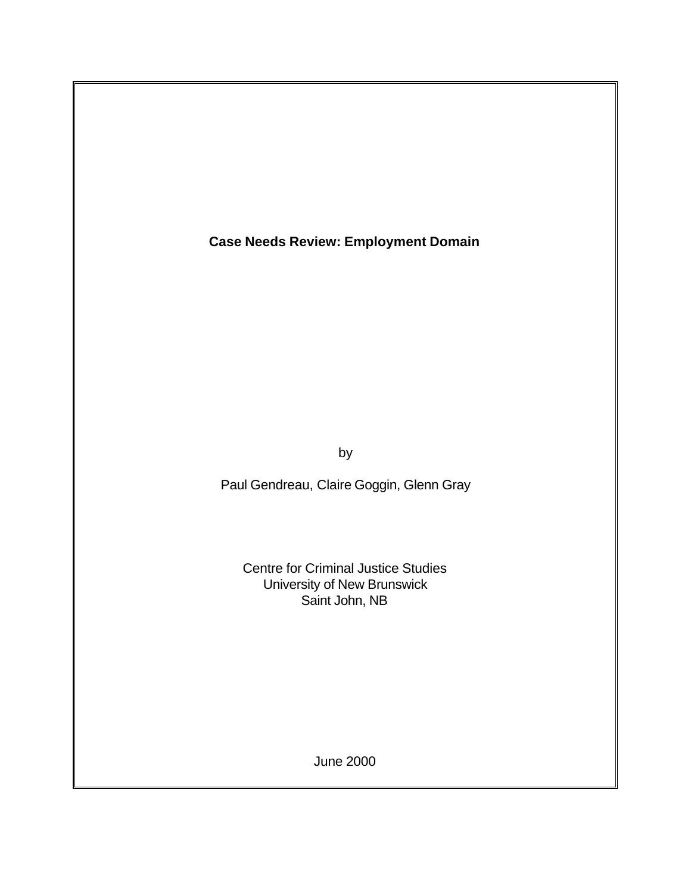# Case Needs Review: Employment Domain

by

Paul Gendreau, Claire Goggin, Glenn Gray

Centre for Criminal Justice Studies
University of New Brunswick
Saint John, NB

June 2000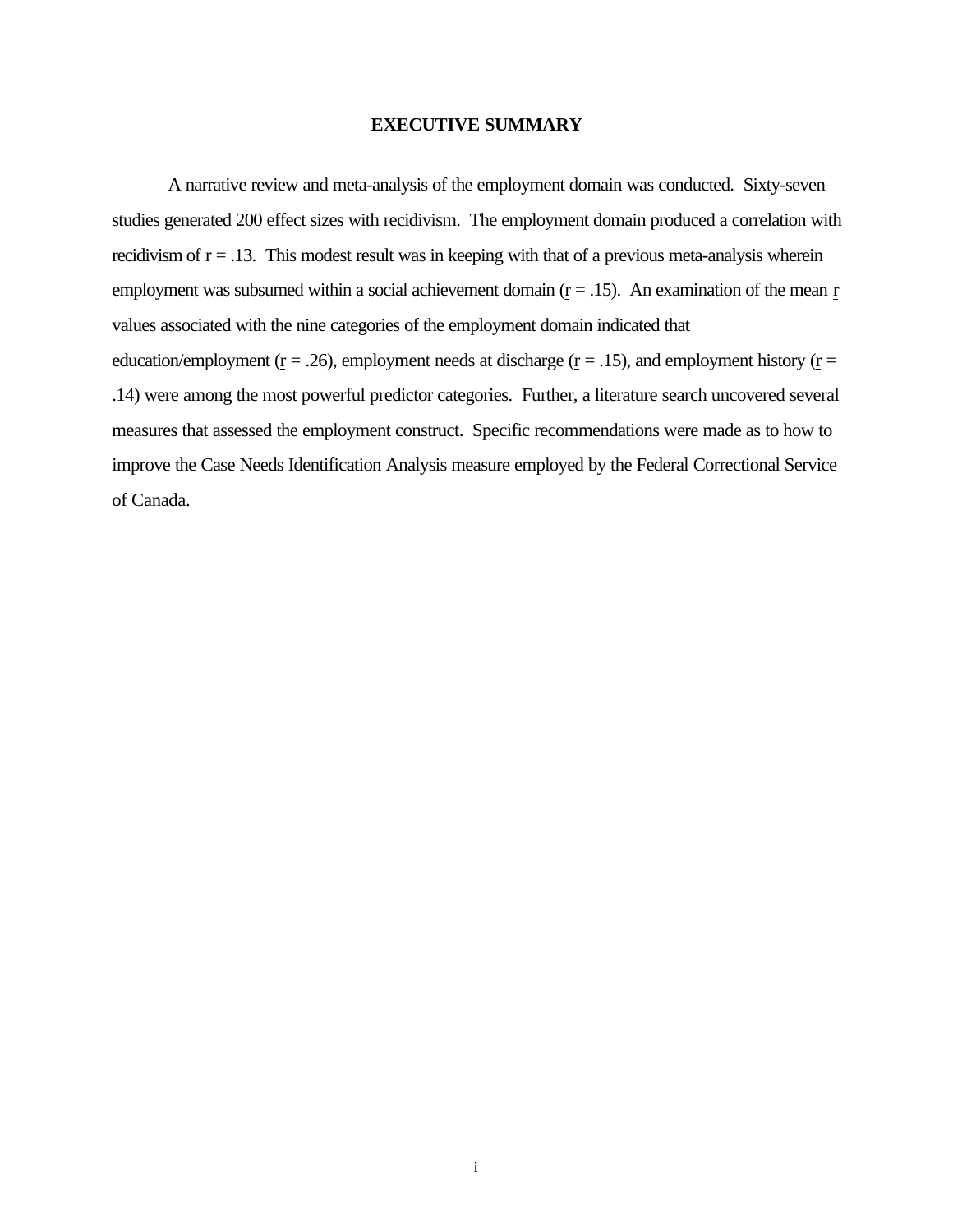# EXECUTIVE SUMMARY

A narrative review and meta-analysis of the employment domain was conducted. Sixty-seven studies generated 200 effect sizes with recidivism. The employment domain produced a correlation with recidivism of $r = .13$. This modest result was in keeping with that of a previous meta-analysis wherein employment was subsumed within a social achievement domain ($r = .15$). An examination of the mean $r$ values associated with the nine categories of the employment domain indicated that education/employment ($r = .26$), employment needs at discharge ($r = .15$), and employment history ($r = .14$) were among the most powerful predictor categories. Further, a literature search uncovered several measures that assessed the employment construct. Specific recommendations were made as to how to improve the Case Needs Identification Analysis measure employed by the Federal Correctional Service of Canada.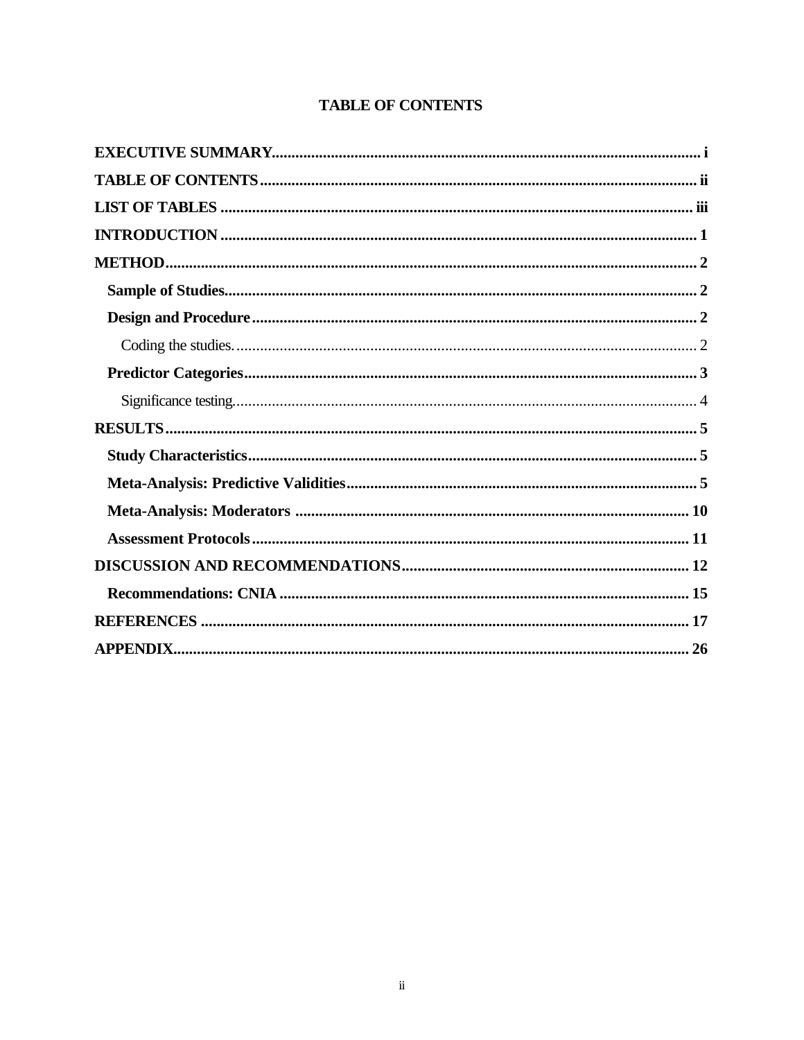# TABLE OF CONTENTS

**EXECUTIVE SUMMARY** ........ i

**TABLE OF CONTENTS** ........ ii

**LIST OF TABLES** ........ iii

**INTRODUCTION** ........ 1

**METHOD** ........ 2

- **Sample of Studies** ........ 2
- **Design and Procedure** ........ 2
  - Coding the studies. ........ 2
- **Predictor Categories** ........ 3
  - Significance testing. ........ 4

**RESULTS** ........ 5

- **Study Characteristics** ........ 5
- **Meta-Analysis: Predictive Validities** ........ 5
- **Meta-Analysis: Moderators** ........ 10
- **Assessment Protocols** ........ 11

**DISCUSSION AND RECOMMENDATIONS** ........ 12

- **Recommendations: CNIA** ........ 15

**REFERENCES** ........ 17

**APPENDIX** ........ 26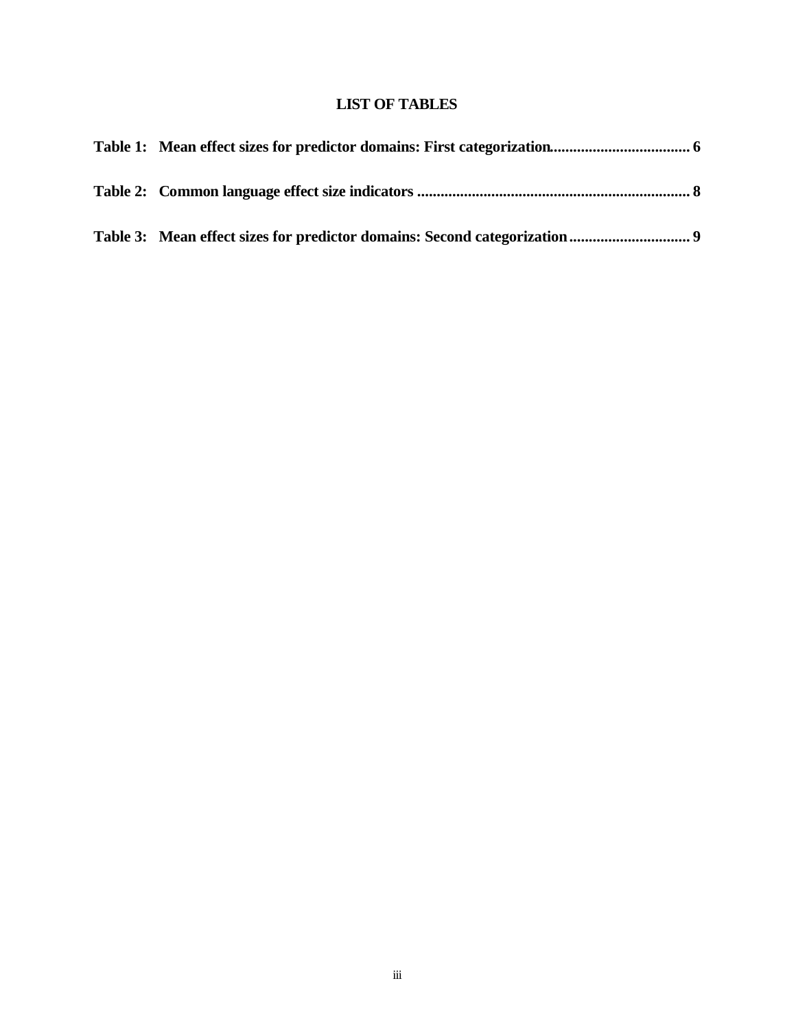# LIST OF TABLES

**Table 1: Mean effect sizes for predictor domains: First categorization.................................. 6**

**Table 2: Common language effect size indicators ..................................................................... 8**

**Table 3: Mean effect sizes for predictor domains: Second categorization.............................. 9**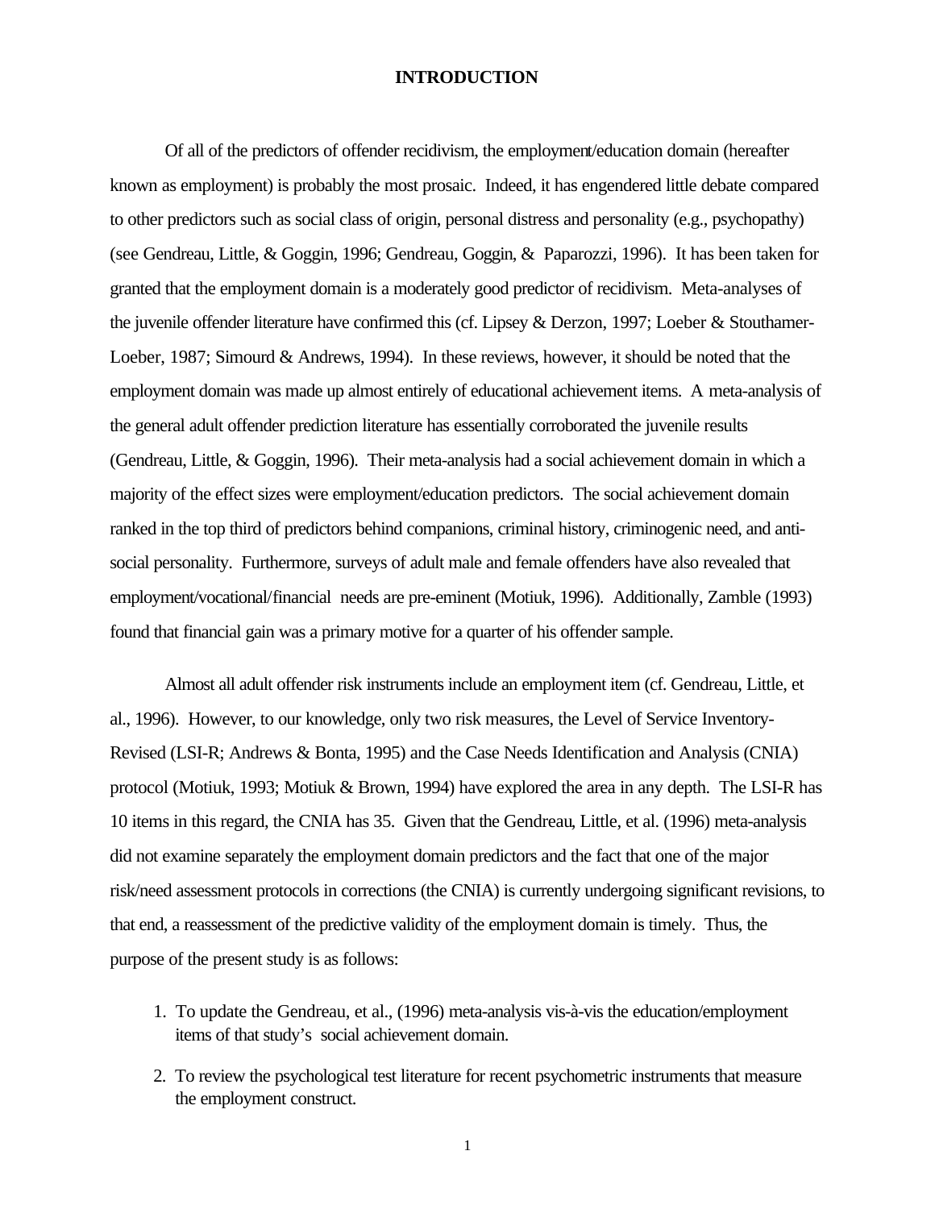# INTRODUCTION

Of all of the predictors of offender recidivism, the employment/education domain (hereafter known as employment) is probably the most prosaic. Indeed, it has engendered little debate compared to other predictors such as social class of origin, personal distress and personality (e.g., psychopathy) (see Gendreau, Little, & Goggin, 1996; Gendreau, Goggin, & Paparozzi, 1996). It has been taken for granted that the employment domain is a moderately good predictor of recidivism. Meta-analyses of the juvenile offender literature have confirmed this (cf. Lipsey & Derzon, 1997; Loeber & Stouthamer-Loeber, 1987; Simourd & Andrews, 1994). In these reviews, however, it should be noted that the employment domain was made up almost entirely of educational achievement items. A meta-analysis of the general adult offender prediction literature has essentially corroborated the juvenile results (Gendreau, Little, & Goggin, 1996). Their meta-analysis had a social achievement domain in which a majority of the effect sizes were employment/education predictors. The social achievement domain ranked in the top third of predictors behind companions, criminal history, criminogenic need, and anti-social personality. Furthermore, surveys of adult male and female offenders have also revealed that employment/vocational/financial needs are pre-eminent (Motiuk, 1996). Additionally, Zamble (1993) found that financial gain was a primary motive for a quarter of his offender sample.

Almost all adult offender risk instruments include an employment item (cf. Gendreau, Little, et al., 1996). However, to our knowledge, only two risk measures, the Level of Service Inventory-Revised (LSI-R; Andrews & Bonta, 1995) and the Case Needs Identification and Analysis (CNIA) protocol (Motiuk, 1993; Motiuk & Brown, 1994) have explored the area in any depth. The LSI-R has 10 items in this regard, the CNIA has 35. Given that the Gendreau, Little, et al. (1996) meta-analysis did not examine separately the employment domain predictors and the fact that one of the major risk/need assessment protocols in corrections (the CNIA) is currently undergoing significant revisions, to that end, a reassessment of the predictive validity of the employment domain is timely. Thus, the purpose of the present study is as follows:

1. To update the Gendreau, et al., (1996) meta-analysis vis-à-vis the education/employment items of that study's social achievement domain.
2. To review the psychological test literature for recent psychometric instruments that measure the employment construct.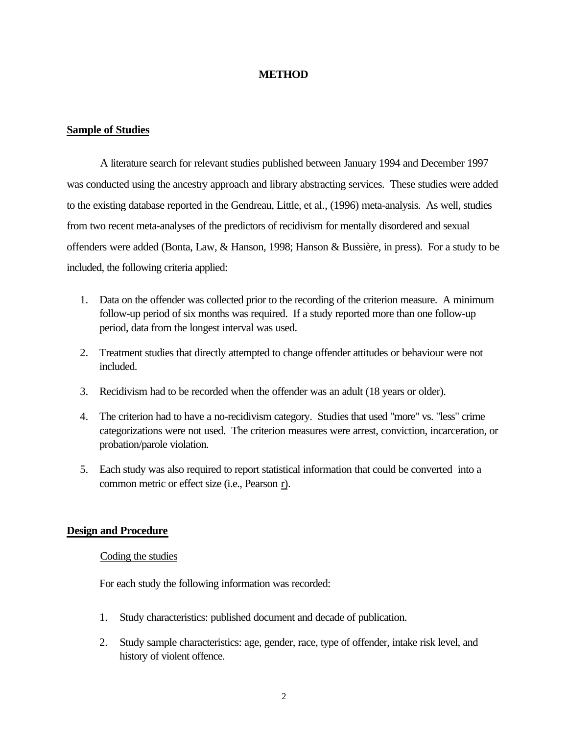# METHOD

## Sample of Studies

A literature search for relevant studies published between January 1994 and December 1997 was conducted using the ancestry approach and library abstracting services. These studies were added to the existing database reported in the Gendreau, Little, et al., (1996) meta-analysis. As well, studies from two recent meta-analyses of the predictors of recidivism for mentally disordered and sexual offenders were added (Bonta, Law, & Hanson, 1998; Hanson & Bussière, in press). For a study to be included, the following criteria applied:

1. Data on the offender was collected prior to the recording of the criterion measure. A minimum follow-up period of six months was required. If a study reported more than one follow-up period, data from the longest interval was used.

2. Treatment studies that directly attempted to change offender attitudes or behaviour were not included.

3. Recidivism had to be recorded when the offender was an adult (18 years or older).

4. The criterion had to have a no-recidivism category. Studies that used "more" vs. "less" crime categorizations were not used. The criterion measures were arrest, conviction, incarceration, or probation/parole violation.

5. Each study was also required to report statistical information that could be converted into a common metric or effect size (i.e., Pearson r).

## Design and Procedure

### Coding the studies

For each study the following information was recorded:

1. Study characteristics: published document and decade of publication.

2. Study sample characteristics: age, gender, race, type of offender, intake risk level, and history of violent offence.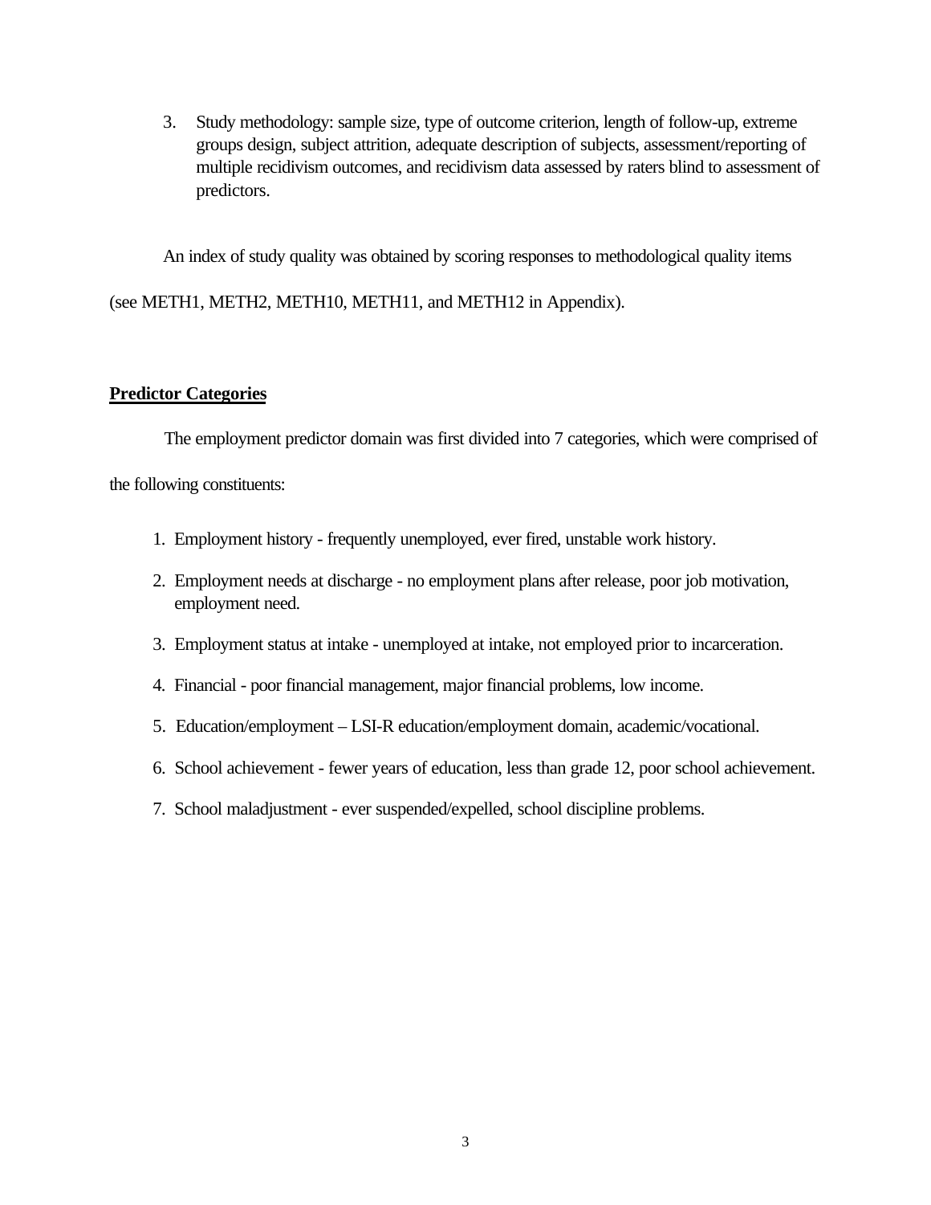3. Study methodology: sample size, type of outcome criterion, length of follow-up, extreme groups design, subject attrition, adequate description of subjects, assessment/reporting of multiple recidivism outcomes, and recidivism data assessed by raters blind to assessment of predictors.

An index of study quality was obtained by scoring responses to methodological quality items (see METH1, METH2, METH10, METH11, and METH12 in Appendix).

**Predictor Categories**

The employment predictor domain was first divided into 7 categories, which were comprised of the following constituents:

1. Employment history - frequently unemployed, ever fired, unstable work history.
2. Employment needs at discharge - no employment plans after release, poor job motivation, employment need.
3. Employment status at intake - unemployed at intake, not employed prior to incarceration.
4. Financial - poor financial management, major financial problems, low income.
5. Education/employment – LSI-R education/employment domain, academic/vocational.
6. School achievement - fewer years of education, less than grade 12, poor school achievement.
7. School maladjustment - ever suspended/expelled, school discipline problems.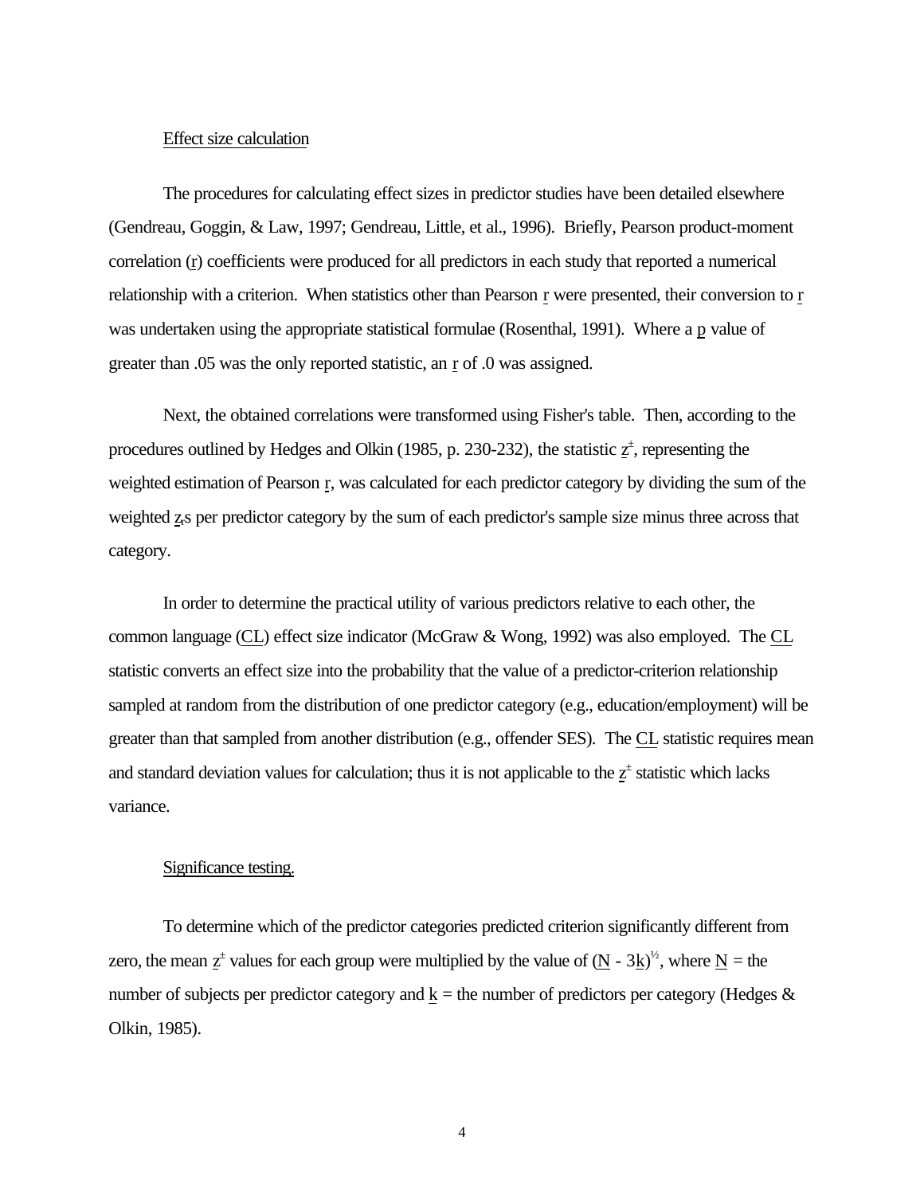Effect size calculation

The procedures for calculating effect sizes in predictor studies have been detailed elsewhere (Gendreau, Goggin, & Law, 1997; Gendreau, Little, et al., 1996). Briefly, Pearson product-moment correlation (r) coefficients were produced for all predictors in each study that reported a numerical relationship with a criterion. When statistics other than Pearson r were presented, their conversion to r was undertaken using the appropriate statistical formulae (Rosenthal, 1991). Where a p value of greater than .05 was the only reported statistic, an r of .0 was assigned.

Next, the obtained correlations were transformed using Fisher's table. Then, according to the procedures outlined by Hedges and Olkin (1985, p. 230-232), the statistic $z^{\pm}$, representing the weighted estimation of Pearson r, was calculated for each predictor category by dividing the sum of the weighted $z_r$s per predictor category by the sum of each predictor's sample size minus three across that category.

In order to determine the practical utility of various predictors relative to each other, the common language (CL) effect size indicator (McGraw & Wong, 1992) was also employed. The CL statistic converts an effect size into the probability that the value of a predictor-criterion relationship sampled at random from the distribution of one predictor category (e.g., education/employment) will be greater than that sampled from another distribution (e.g., offender SES). The CL statistic requires mean and standard deviation values for calculation; thus it is not applicable to the $z^{\pm}$ statistic which lacks variance.

Significance testing.

To determine which of the predictor categories predicted criterion significantly different from zero, the mean $z^{\pm}$ values for each group were multiplied by the value of $(N - 3k)^{1/2}$, where $N$ = the number of subjects per predictor category and $k$ = the number of predictors per category (Hedges & Olkin, 1985).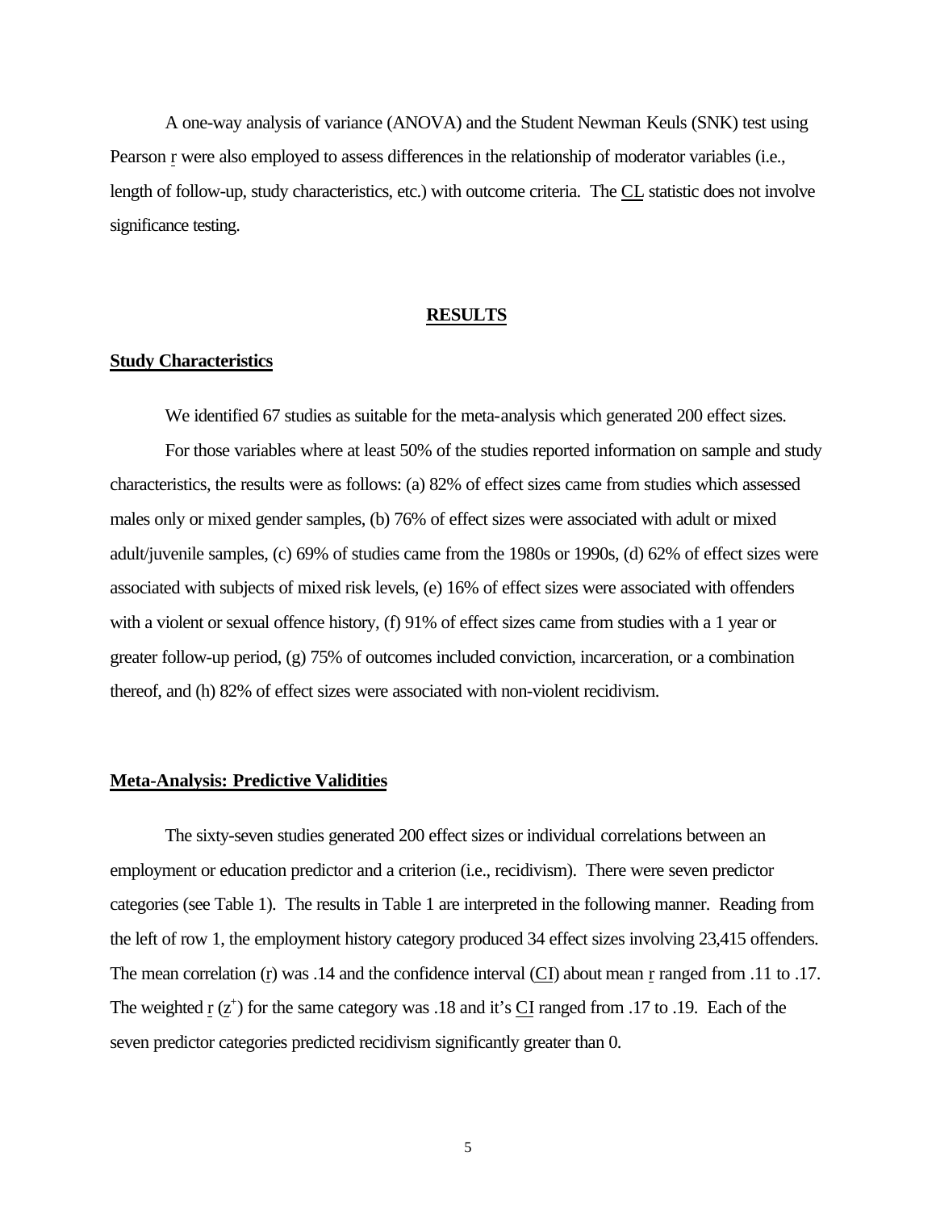A one-way analysis of variance (ANOVA) and the Student Newman Keuls (SNK) test using Pearson r were also employed to assess differences in the relationship of moderator variables (i.e., length of follow-up, study characteristics, etc.) with outcome criteria. The CL statistic does not involve significance testing.

# RESULTS

## Study Characteristics

We identified 67 studies as suitable for the meta-analysis which generated 200 effect sizes.

For those variables where at least 50% of the studies reported information on sample and study characteristics, the results were as follows: (a) 82% of effect sizes came from studies which assessed males only or mixed gender samples, (b) 76% of effect sizes were associated with adult or mixed adult/juvenile samples, (c) 69% of studies came from the 1980s or 1990s, (d) 62% of effect sizes were associated with subjects of mixed risk levels, (e) 16% of effect sizes were associated with offenders with a violent or sexual offence history, (f) 91% of effect sizes came from studies with a 1 year or greater follow-up period, (g) 75% of outcomes included conviction, incarceration, or a combination thereof, and (h) 82% of effect sizes were associated with non-violent recidivism.

## Meta-Analysis: Predictive Validities

The sixty-seven studies generated 200 effect sizes or individual correlations between an employment or education predictor and a criterion (i.e., recidivism). There were seven predictor categories (see Table 1). The results in Table 1 are interpreted in the following manner. Reading from the left of row 1, the employment history category produced 34 effect sizes involving 23,415 offenders. The mean correlation (r) was .14 and the confidence interval (CI) about mean r ranged from .11 to .17. The weighted r ($z^+$) for the same category was .18 and it's CI ranged from .17 to .19. Each of the seven predictor categories predicted recidivism significantly greater than 0.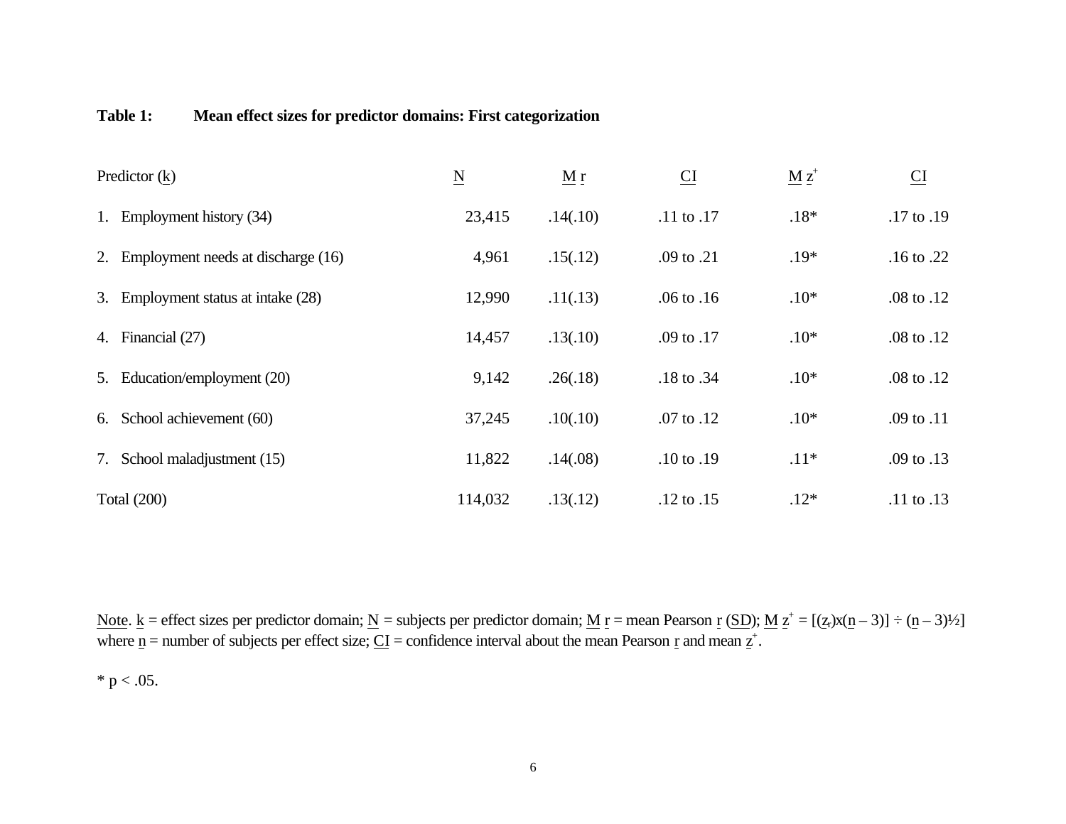**Table 1: Mean effect sizes for predictor domains: First categorization**

| Predictor (k) | N | M r | CI | M $z^+$ | CI |
|---|---|---|---|---|---|
| 1. Employment history (34) | 23,415 | .14(.10) | .11 to .17 | .18* | .17 to .19 |
| 2. Employment needs at discharge (16) | 4,961 | .15(.12) | .09 to .21 | .19* | .16 to .22 |
| 3. Employment status at intake (28) | 12,990 | .11(.13) | .06 to .16 | .10* | .08 to .12 |
| 4. Financial (27) | 14,457 | .13(.10) | .09 to .17 | .10* | .08 to .12 |
| 5. Education/employment (20) | 9,142 | .26(.18) | .18 to .34 | .10* | .08 to .12 |
| 6. School achievement (60) | 37,245 | .10(.10) | .07 to .12 | .10* | .09 to .11 |
| 7. School maladjustment (15) | 11,822 | .14(.08) | .10 to .19 | .11* | .09 to .13 |
| Total (200) | 114,032 | .13(.12) | .12 to .15 | .12* | .11 to .13 |

Note. k = effect sizes per predictor domain; N = subjects per predictor domain; M r = mean Pearson r (SD); M $z^+ = [(z_r)x(n - 3)] \div (n - 3)^{1/2}]$ where n = number of subjects per effect size; CI = confidence interval about the mean Pearson r and mean $z^+$.

* $p < .05$.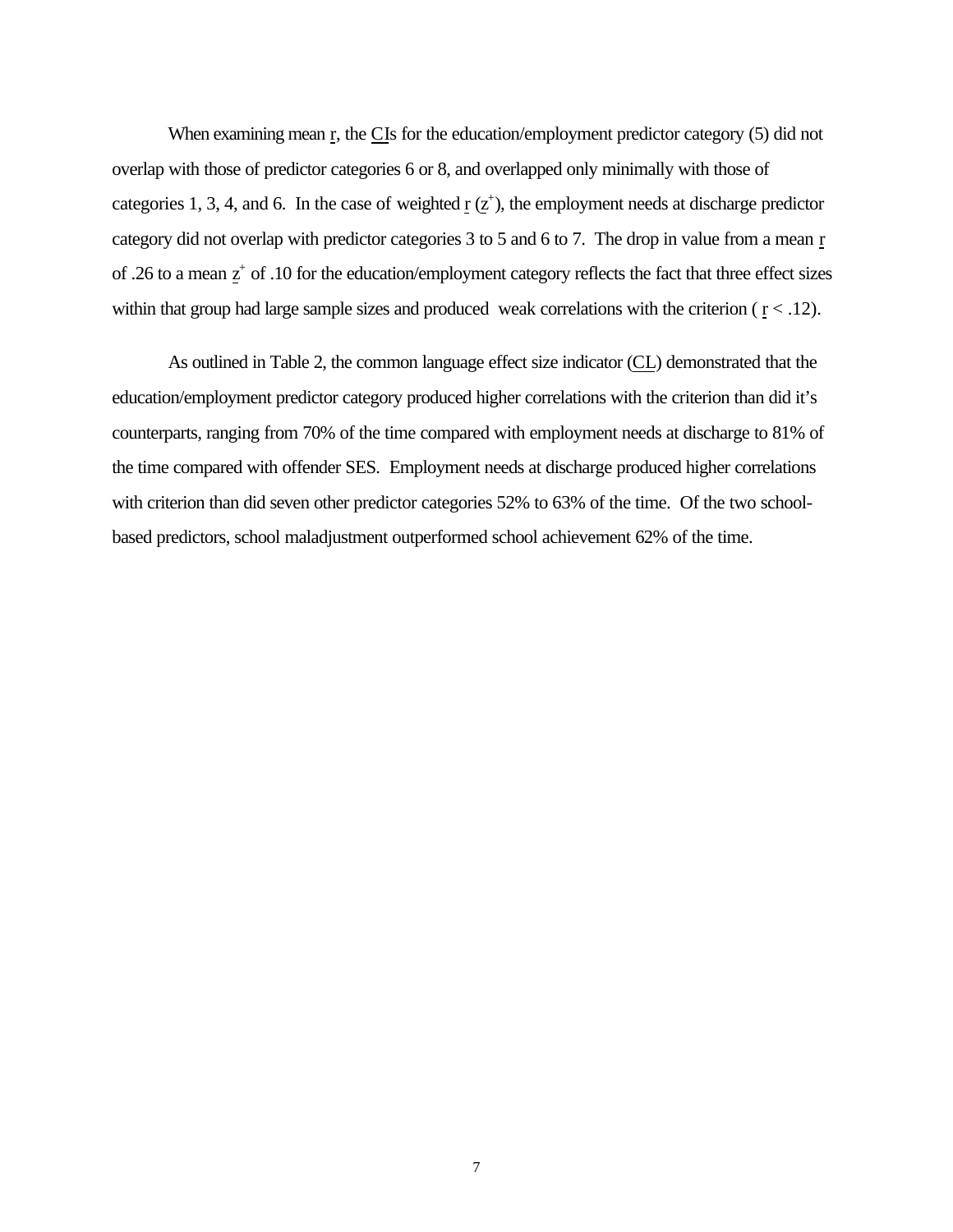When examining mean $r$, the CIs for the education/employment predictor category (5) did not overlap with those of predictor categories 6 or 8, and overlapped only minimally with those of categories 1, 3, 4, and 6. In the case of weighted $r$ ($z^+$), the employment needs at discharge predictor category did not overlap with predictor categories 3 to 5 and 6 to 7. The drop in value from a mean $r$ of .26 to a mean $z^+$ of .10 for the education/employment category reflects the fact that three effect sizes within that group had large sample sizes and produced weak correlations with the criterion ( $r < .12$).

As outlined in Table 2, the common language effect size indicator (CL) demonstrated that the education/employment predictor category produced higher correlations with the criterion than did it's counterparts, ranging from 70% of the time compared with employment needs at discharge to 81% of the time compared with offender SES. Employment needs at discharge produced higher correlations with criterion than did seven other predictor categories 52% to 63% of the time. Of the two school-based predictors, school maladjustment outperformed school achievement 62% of the time.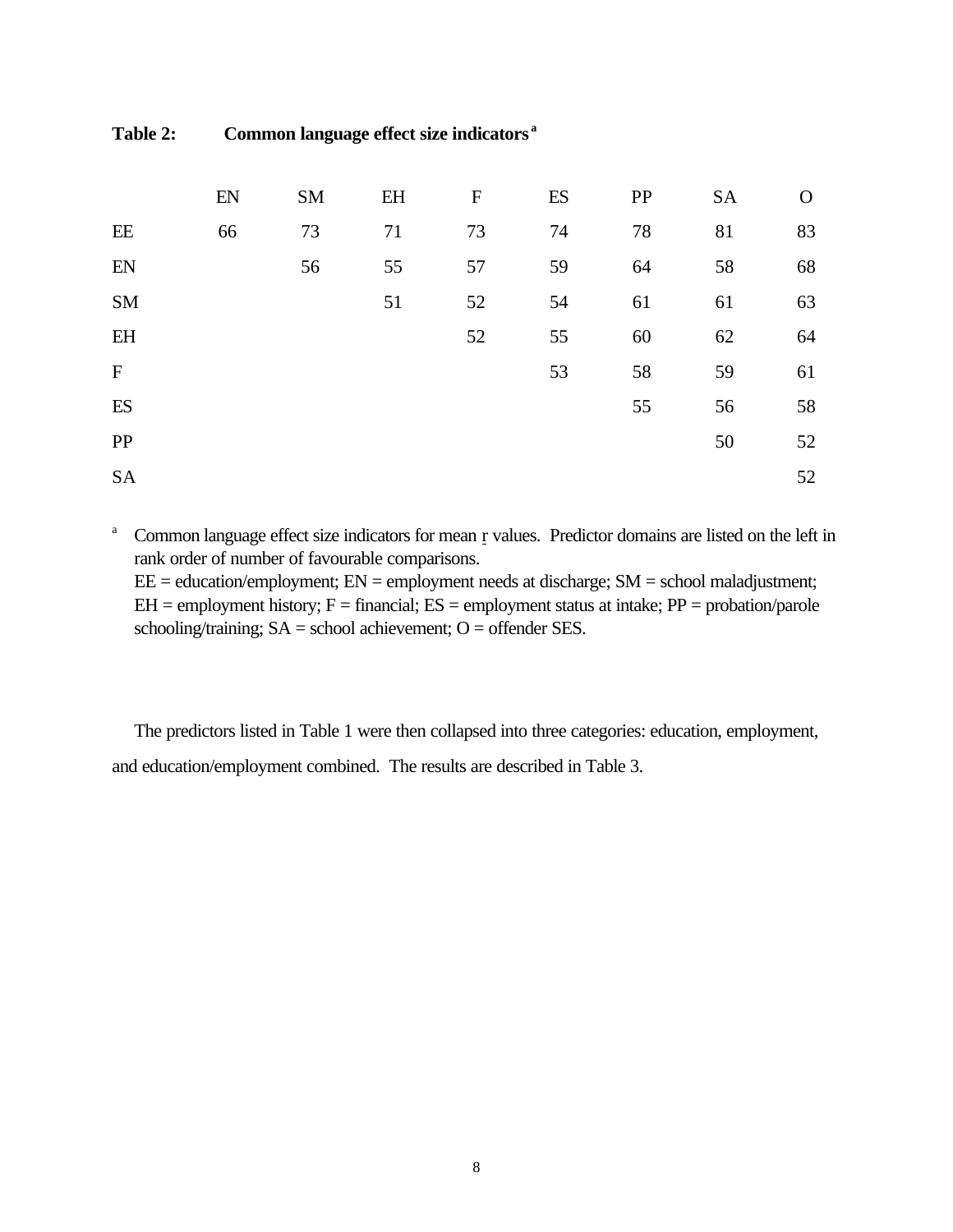**Table 2: Common language effect size indicators[a]**

| | EN | SM | EH | F | ES | PP | SA | O |
|---|---|---|---|---|---|---|---|---|
| EE | 66 | 73 | 71 | 73 | 74 | 78 | 81 | 83 |
| EN | | 56 | 55 | 57 | 59 | 64 | 58 | 68 |
| SM | | | 51 | 52 | 54 | 61 | 61 | 63 |
| EH | | | | 52 | 55 | 60 | 62 | 64 |
| F | | | | | 53 | 58 | 59 | 61 |
| ES | | | | | | 55 | 56 | 58 |
| PP | | | | | | | 50 | 52 |
| SA | | | | | | | | 52 |

[a] Common language effect size indicators for mean r values. Predictor domains are listed on the left in rank order of number of favourable comparisons.
EE = education/employment; EN = employment needs at discharge; SM = school maladjustment; EH = employment history; F = financial; ES = employment status at intake; PP = probation/parole schooling/training; SA = school achievement; O = offender SES.

The predictors listed in Table 1 were then collapsed into three categories: education, employment, and education/employment combined. The results are described in Table 3.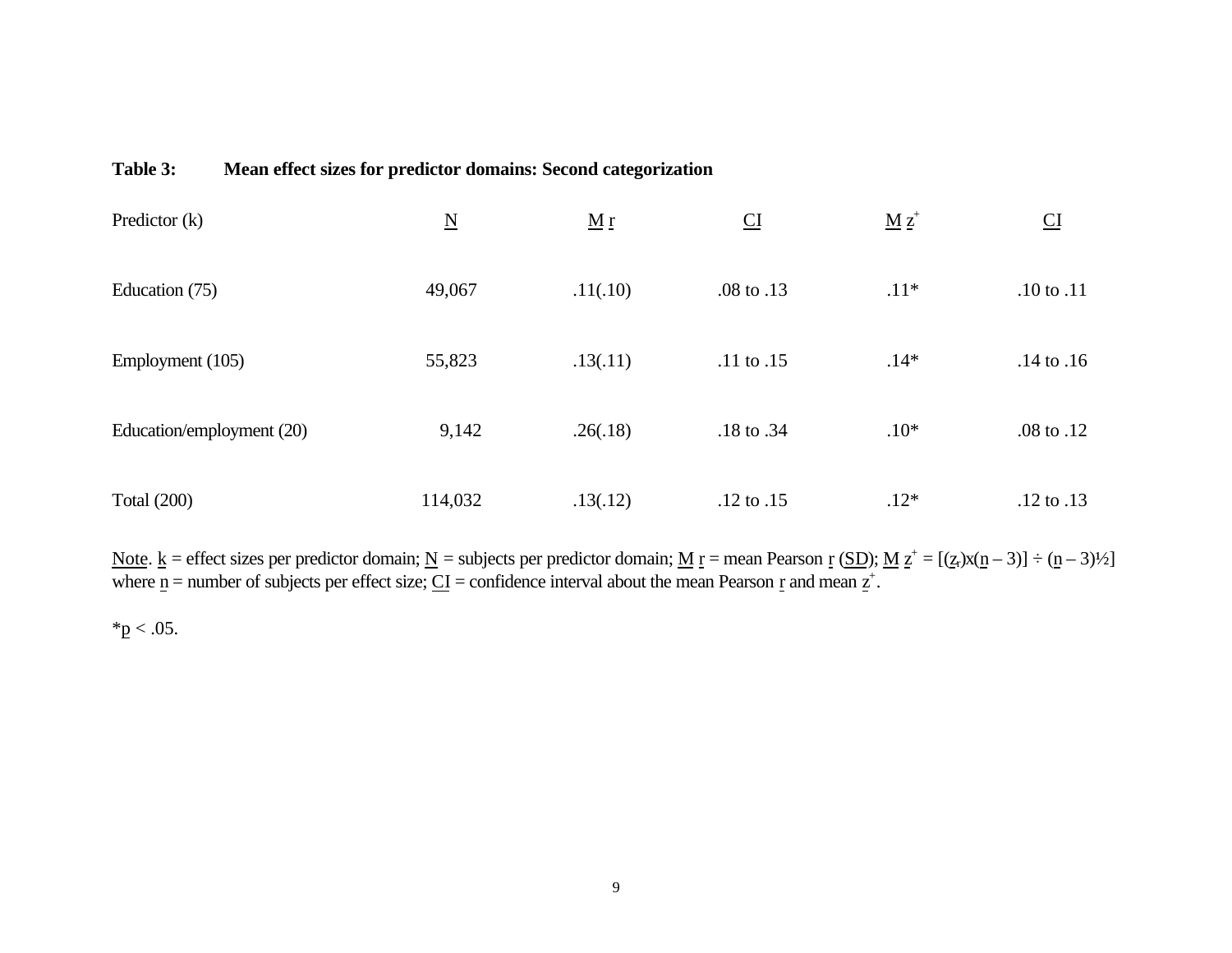**Table 3: Mean effect sizes for predictor domains: Second categorization**

| Predictor (k) | N | M r | CI | M $z^+$ | CI |
|---|---|---|---|---|---|
| Education (75) | 49,067 | .11(.10) | .08 to .13 | .11* | .10 to .11 |
| Employment (105) | 55,823 | .13(.11) | .11 to .15 | .14* | .14 to .16 |
| Education/employment (20) | 9,142 | .26(.18) | .18 to .34 | .10* | .08 to .12 |
| Total (200) | 114,032 | .13(.12) | .12 to .15 | .12* | .12 to .13 |

Note. k = effect sizes per predictor domain; N = subjects per predictor domain; M r = mean Pearson r (SD); M $z^+ = [(z_r)x(n - 3)] \div (n - 3)^{1/2}]$ where n = number of subjects per effect size; CI = confidence interval about the mean Pearson r and mean $z^+$.

*$p < .05$.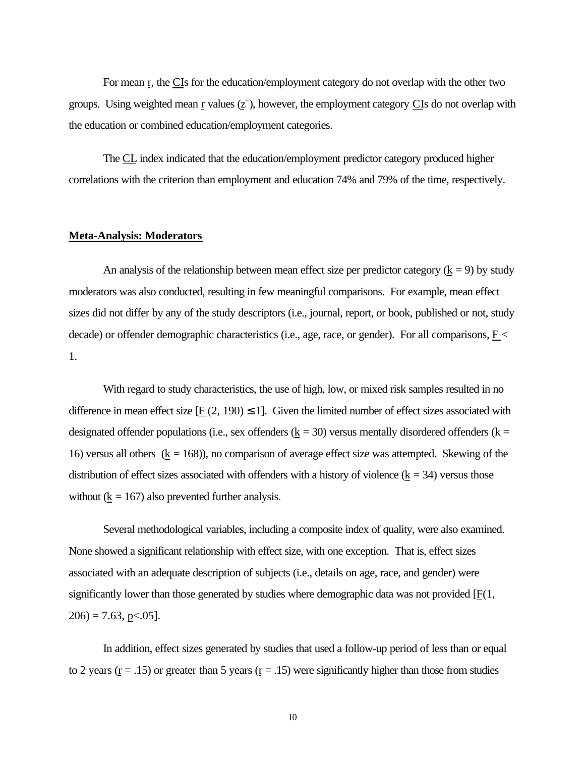For mean r, the CIs for the education/employment category do not overlap with the other two groups. Using weighted mean r values ($z^+$), however, the employment category CIs do not overlap with the education or combined education/employment categories.

The CL index indicated that the education/employment predictor category produced higher correlations with the criterion than employment and education 74% and 79% of the time, respectively.

## Meta-Analysis: Moderators

An analysis of the relationship between mean effect size per predictor category ($k = 9$) by study moderators was also conducted, resulting in few meaningful comparisons. For example, mean effect sizes did not differ by any of the study descriptors (i.e., journal, report, or book, published or not, study decade) or offender demographic characteristics (i.e., age, race, or gender). For all comparisons, $F < 1$.

With regard to study characteristics, the use of high, low, or mixed risk samples resulted in no difference in mean effect size [$F(2, 190) \leq 1$]. Given the limited number of effect sizes associated with designated offender populations (i.e., sex offenders ($k = 30$) versus mentally disordered offenders ($k = 16$) versus all others ($k = 168$)), no comparison of average effect size was attempted. Skewing of the distribution of effect sizes associated with offenders with a history of violence ($k = 34$) versus those without ($k = 167$) also prevented further analysis.

Several methodological variables, including a composite index of quality, were also examined. None showed a significant relationship with effect size, with one exception. That is, effect sizes associated with an adequate description of subjects (i.e., details on age, race, and gender) were significantly lower than those generated by studies where demographic data was not provided [$F(1, 206) = 7.63$, $p<.05$].

In addition, effect sizes generated by studies that used a follow-up period of less than or equal to 2 years ($r = .15$) or greater than 5 years ($r = .15$) were significantly higher than those from studies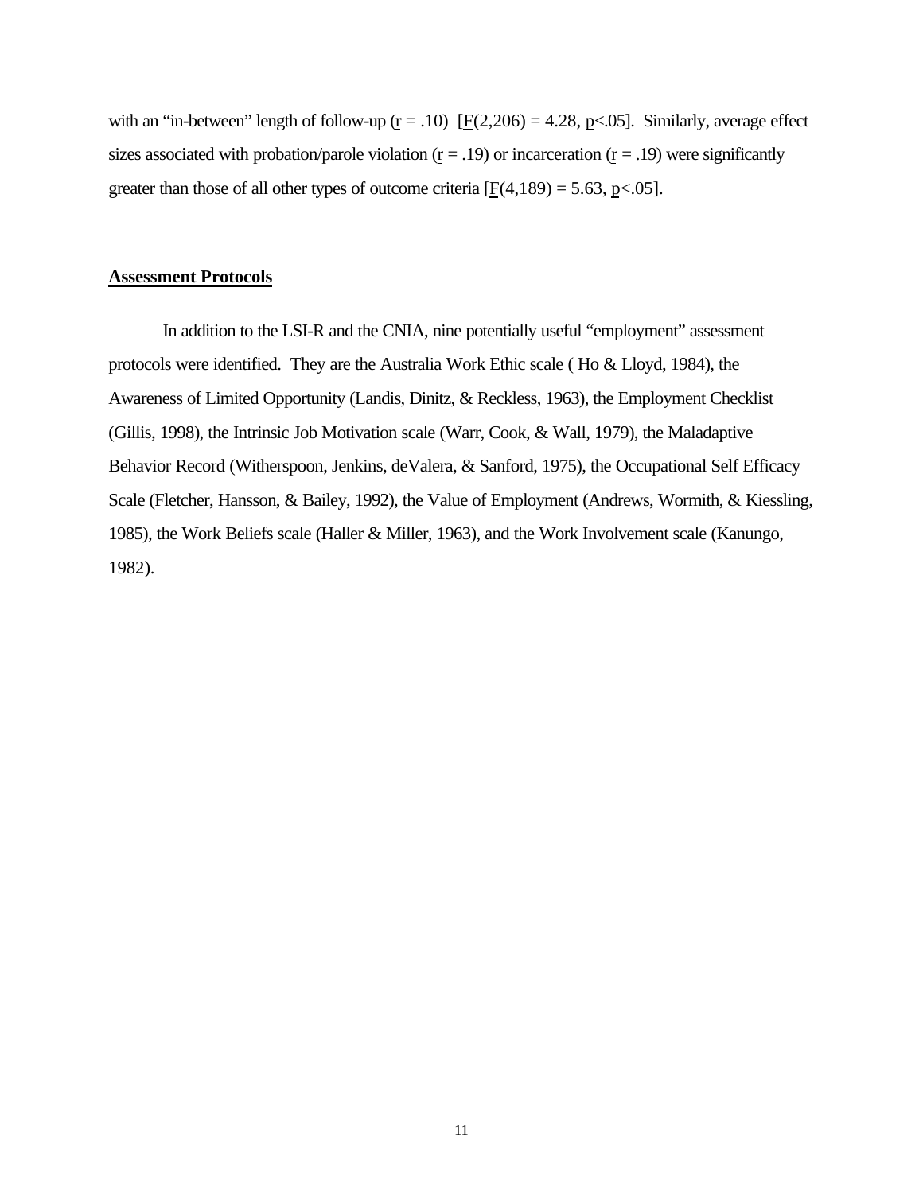with an "in-between" length of follow-up ($r = .10$) [$F(2,206) = 4.28$, $p<.05$]. Similarly, average effect sizes associated with probation/parole violation ($r = .19$) or incarceration ($r = .19$) were significantly greater than those of all other types of outcome criteria [$F(4,189) = 5.63$, $p<.05$].

## Assessment Protocols

In addition to the LSI-R and the CNIA, nine potentially useful "employment" assessment protocols were identified. They are the Australia Work Ethic scale ( Ho & Lloyd, 1984), the Awareness of Limited Opportunity (Landis, Dinitz, & Reckless, 1963), the Employment Checklist (Gillis, 1998), the Intrinsic Job Motivation scale (Warr, Cook, & Wall, 1979), the Maladaptive Behavior Record (Witherspoon, Jenkins, deValera, & Sanford, 1975), the Occupational Self Efficacy Scale (Fletcher, Hansson, & Bailey, 1992), the Value of Employment (Andrews, Wormith, & Kiessling, 1985), the Work Beliefs scale (Haller & Miller, 1963), and the Work Involvement scale (Kanungo, 1982).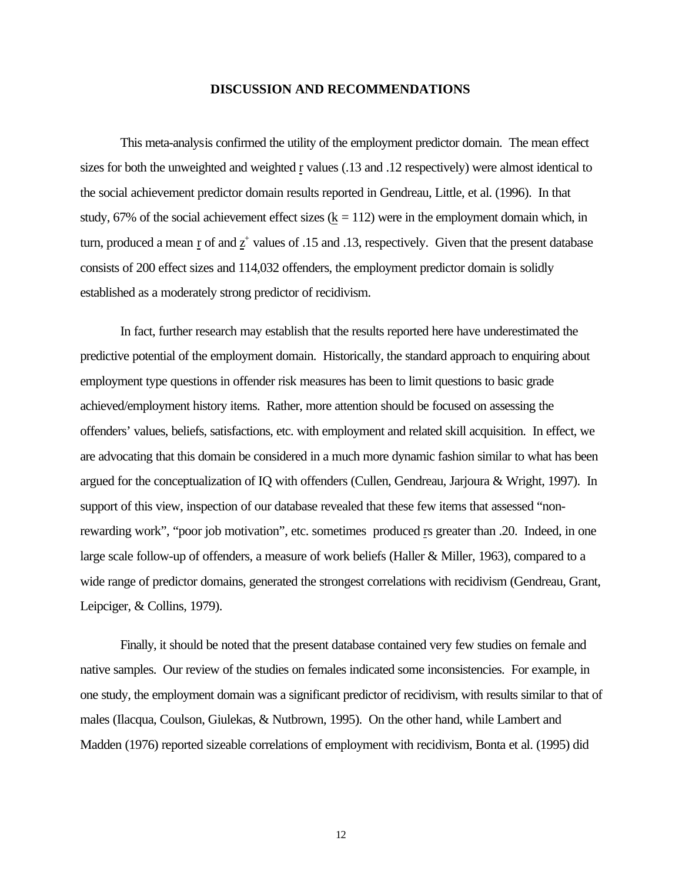## DISCUSSION AND RECOMMENDATIONS

This meta-analysis confirmed the utility of the employment predictor domain. The mean effect sizes for both the unweighted and weighted $\underline{r}$ values (.13 and .12 respectively) were almost identical to the social achievement predictor domain results reported in Gendreau, Little, et al. (1996). In that study, 67% of the social achievement effect sizes ($\underline{k}$ = 112) were in the employment domain which, in turn, produced a mean $\underline{r}$ of and $\underline{z}^{+}$ values of .15 and .13, respectively. Given that the present database consists of 200 effect sizes and 114,032 offenders, the employment predictor domain is solidly established as a moderately strong predictor of recidivism.

In fact, further research may establish that the results reported here have underestimated the predictive potential of the employment domain. Historically, the standard approach to enquiring about employment type questions in offender risk measures has been to limit questions to basic grade achieved/employment history items. Rather, more attention should be focused on assessing the offenders' values, beliefs, satisfactions, etc. with employment and related skill acquisition. In effect, we are advocating that this domain be considered in a much more dynamic fashion similar to what has been argued for the conceptualization of IQ with offenders (Cullen, Gendreau, Jarjoura & Wright, 1997). In support of this view, inspection of our database revealed that these few items that assessed "non-rewarding work", "poor job motivation", etc. sometimes produced $\underline{r}$s greater than .20. Indeed, in one large scale follow-up of offenders, a measure of work beliefs (Haller & Miller, 1963), compared to a wide range of predictor domains, generated the strongest correlations with recidivism (Gendreau, Grant, Leipciger, & Collins, 1979).

Finally, it should be noted that the present database contained very few studies on female and native samples. Our review of the studies on females indicated some inconsistencies. For example, in one study, the employment domain was a significant predictor of recidivism, with results similar to that of males (Ilacqua, Coulson, Giulekas, & Nutbrown, 1995). On the other hand, while Lambert and Madden (1976) reported sizeable correlations of employment with recidivism, Bonta et al. (1995) did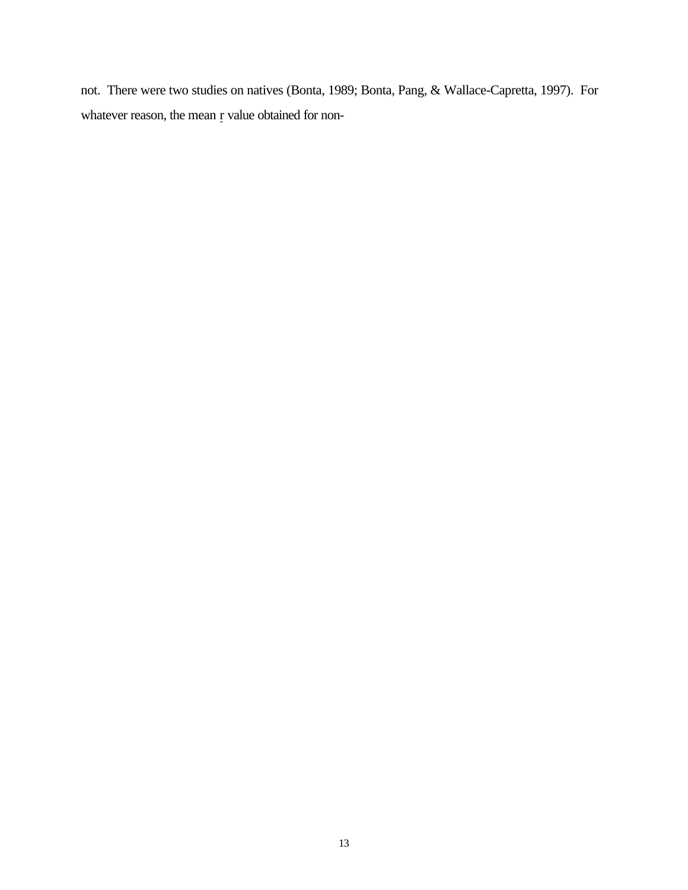not. There were two studies on natives (Bonta, 1989; Bonta, Pang, & Wallace-Capretta, 1997). For whatever reason, the mean $r$ value obtained for non-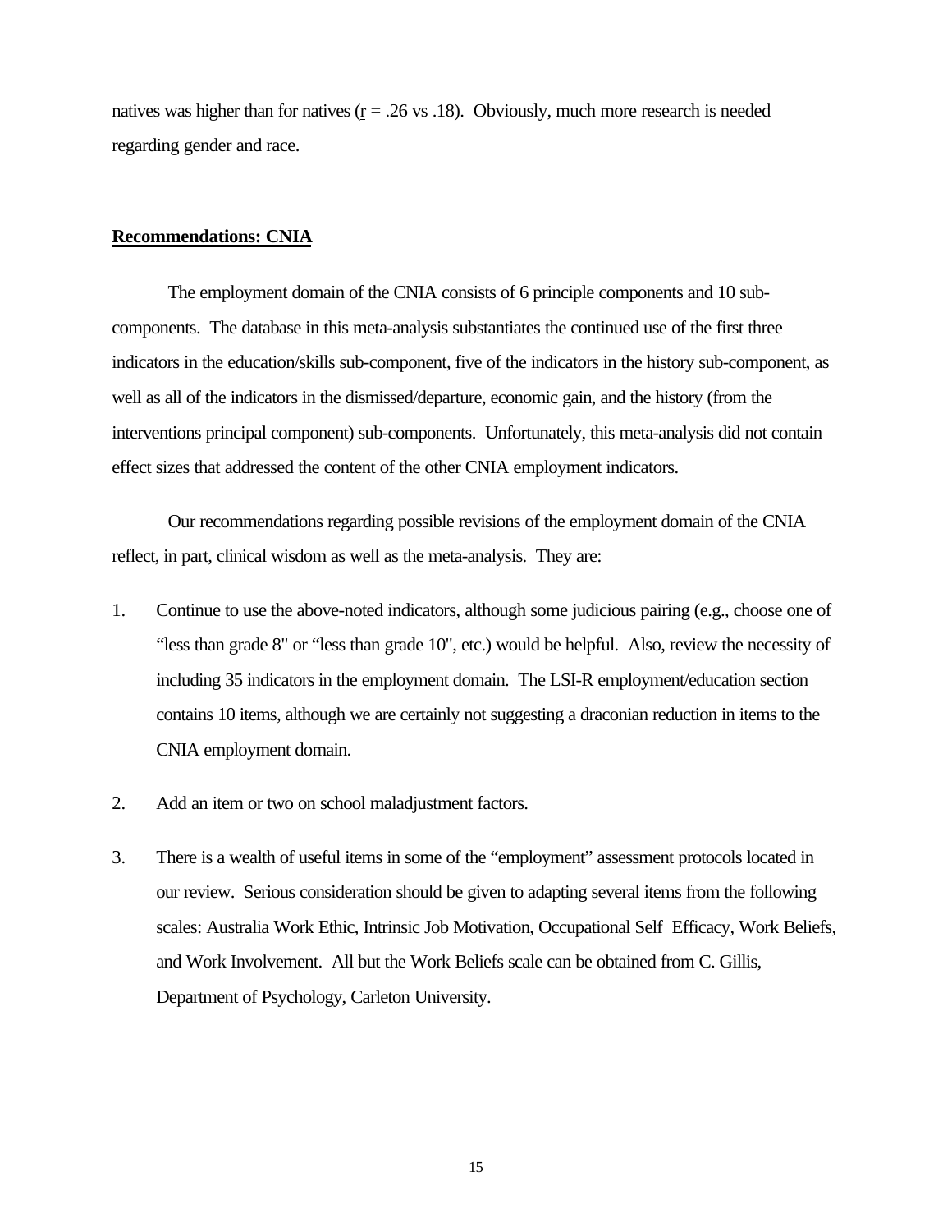natives was higher than for natives ($r = .26$ vs .18). Obviously, much more research is needed regarding gender and race.

## Recommendations: CNIA

The employment domain of the CNIA consists of 6 principle components and 10 sub-components. The database in this meta-analysis substantiates the continued use of the first three indicators in the education/skills sub-component, five of the indicators in the history sub-component, as well as all of the indicators in the dismissed/departure, economic gain, and the history (from the interventions principal component) sub-components. Unfortunately, this meta-analysis did not contain effect sizes that addressed the content of the other CNIA employment indicators.

Our recommendations regarding possible revisions of the employment domain of the CNIA reflect, in part, clinical wisdom as well as the meta-analysis. They are:

1. Continue to use the above-noted indicators, although some judicious pairing (e.g., choose one of "less than grade 8" or "less than grade 10", etc.) would be helpful. Also, review the necessity of including 35 indicators in the employment domain. The LSI-R employment/education section contains 10 items, although we are certainly not suggesting a draconian reduction in items to the CNIA employment domain.
2. Add an item or two on school maladjustment factors.
3. There is a wealth of useful items in some of the "employment" assessment protocols located in our review. Serious consideration should be given to adapting several items from the following scales: Australia Work Ethic, Intrinsic Job Motivation, Occupational Self Efficacy, Work Beliefs, and Work Involvement. All but the Work Beliefs scale can be obtained from C. Gillis, Department of Psychology, Carleton University.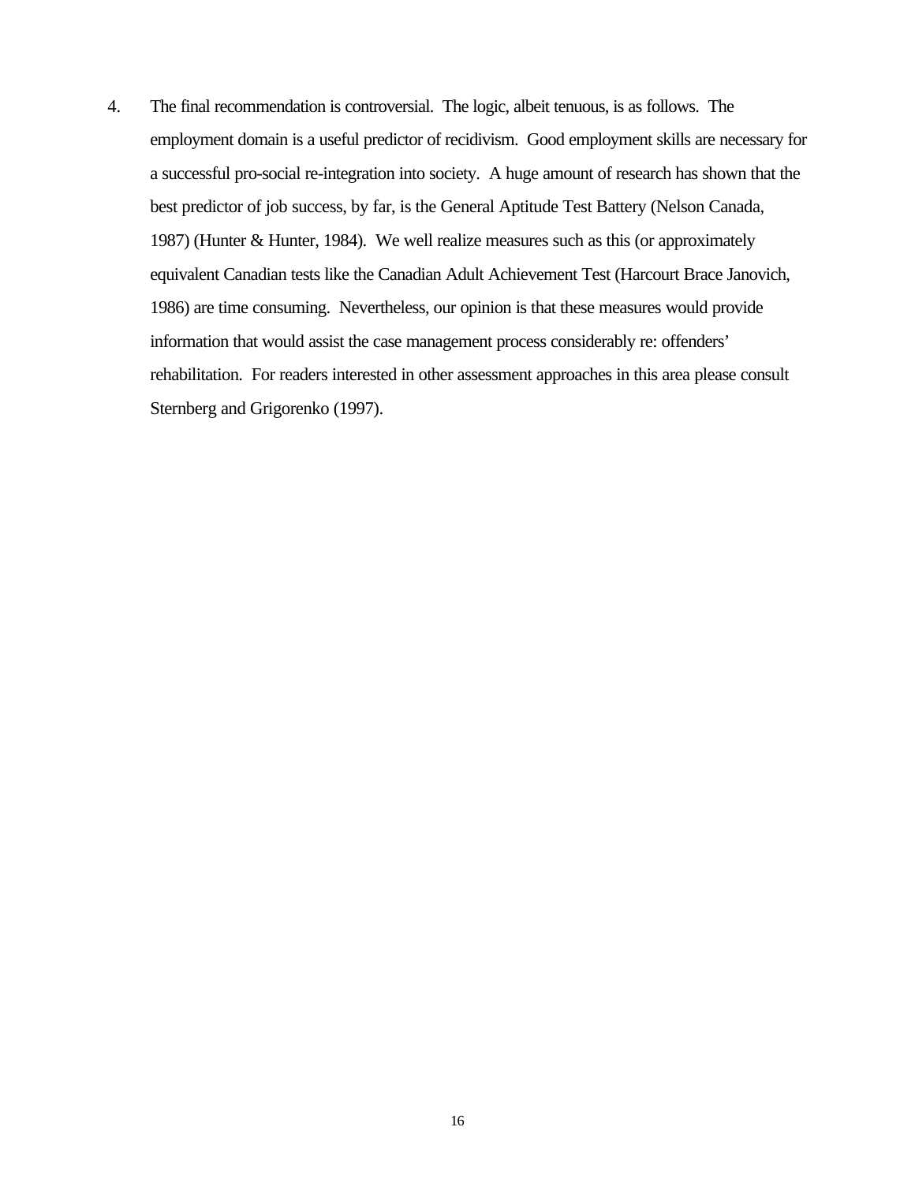4. The final recommendation is controversial. The logic, albeit tenuous, is as follows. The employment domain is a useful predictor of recidivism. Good employment skills are necessary for a successful pro-social re-integration into society. A huge amount of research has shown that the best predictor of job success, by far, is the General Aptitude Test Battery (Nelson Canada, 1987) (Hunter & Hunter, 1984). We well realize measures such as this (or approximately equivalent Canadian tests like the Canadian Adult Achievement Test (Harcourt Brace Janovich, 1986) are time consuming. Nevertheless, our opinion is that these measures would provide information that would assist the case management process considerably re: offenders' rehabilitation. For readers interested in other assessment approaches in this area please consult Sternberg and Grigorenko (1997).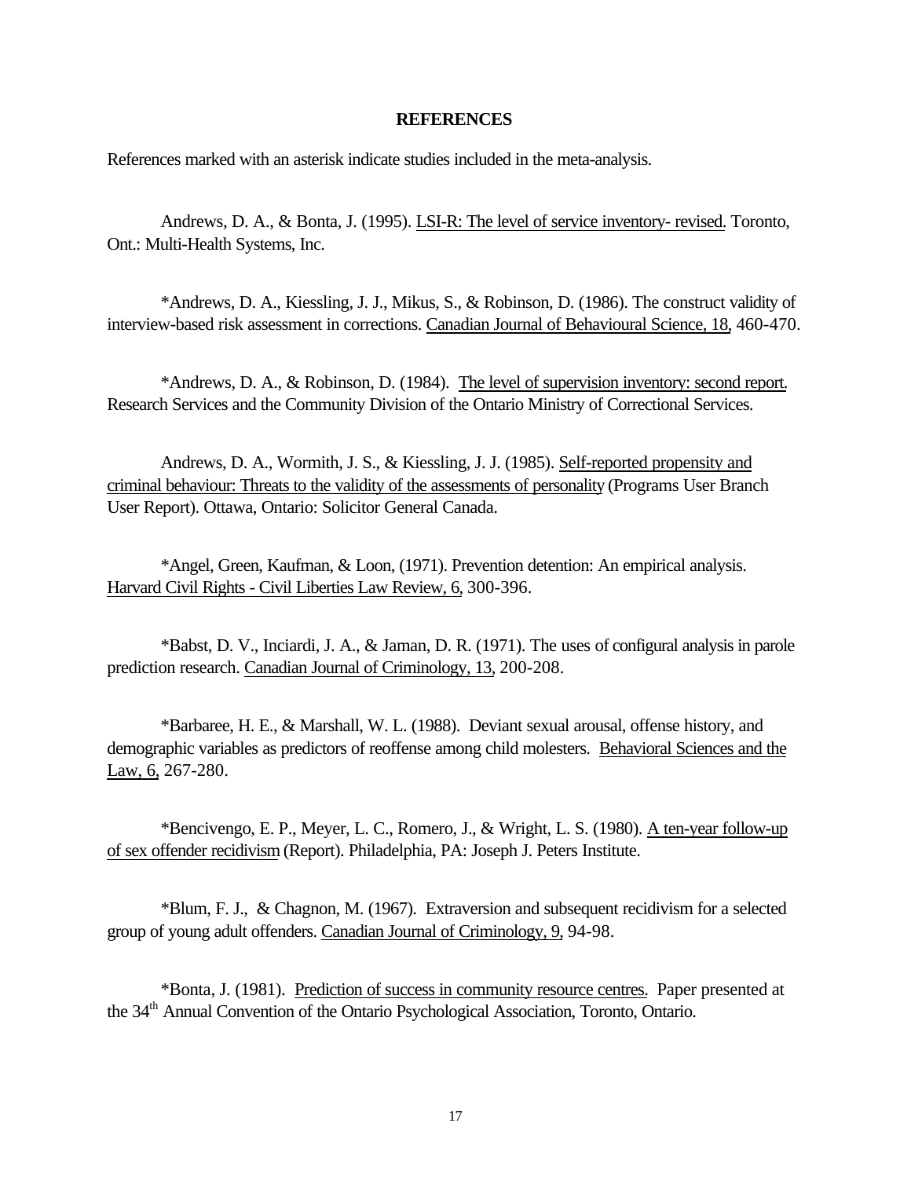**REFERENCES**

References marked with an asterisk indicate studies included in the meta-analysis.

Andrews, D. A., & Bonta, J. (1995). LSI-R: The level of service inventory- revised. Toronto, Ont.: Multi-Health Systems, Inc.

*Andrews, D. A., Kiessling, J. J., Mikus, S., & Robinson, D. (1986). The construct validity of interview-based risk assessment in corrections. Canadian Journal of Behavioural Science, 18, 460-470.

*Andrews, D. A., & Robinson, D. (1984). The level of supervision inventory: second report. Research Services and the Community Division of the Ontario Ministry of Correctional Services.

Andrews, D. A., Wormith, J. S., & Kiessling, J. J. (1985). Self-reported propensity and criminal behaviour: Threats to the validity of the assessments of personality (Programs User Branch User Report). Ottawa, Ontario: Solicitor General Canada.

*Angel, Green, Kaufman, & Loon, (1971). Prevention detention: An empirical analysis. Harvard Civil Rights - Civil Liberties Law Review, 6, 300-396.

*Babst, D. V., Inciardi, J. A., & Jaman, D. R. (1971). The uses of configural analysis in parole prediction research. Canadian Journal of Criminology, 13, 200-208.

*Barbaree, H. E., & Marshall, W. L. (1988). Deviant sexual arousal, offense history, and demographic variables as predictors of reoffense among child molesters. Behavioral Sciences and the Law, 6, 267-280.

*Bencivengo, E. P., Meyer, L. C., Romero, J., & Wright, L. S. (1980). A ten-year follow-up of sex offender recidivism (Report). Philadelphia, PA: Joseph J. Peters Institute.

*Blum, F. J., & Chagnon, M. (1967). Extraversion and subsequent recidivism for a selected group of young adult offenders. Canadian Journal of Criminology, 9, 94-98.

*Bonta, J. (1981). Prediction of success in community resource centres. Paper presented at the 34th Annual Convention of the Ontario Psychological Association, Toronto, Ontario.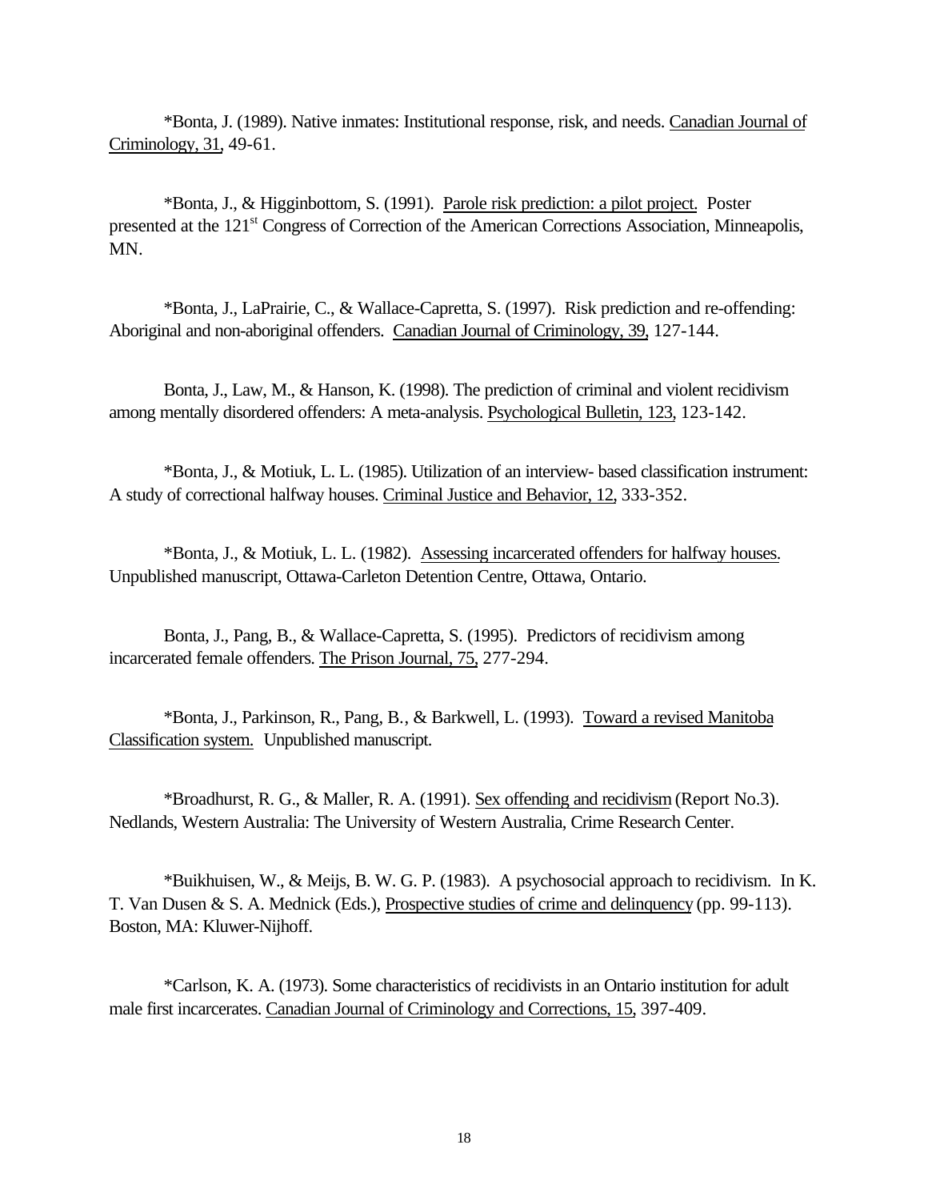*Bonta, J. (1989). Native inmates: Institutional response, risk, and needs. Canadian Journal of Criminology, 31, 49-61.

*Bonta, J., & Higginbottom, S. (1991). Parole risk prediction: a pilot project. Poster presented at the 121st Congress of Correction of the American Corrections Association, Minneapolis, MN.

*Bonta, J., LaPrairie, C., & Wallace-Capretta, S. (1997). Risk prediction and re-offending: Aboriginal and non-aboriginal offenders. Canadian Journal of Criminology, 39, 127-144.

Bonta, J., Law, M., & Hanson, K. (1998). The prediction of criminal and violent recidivism among mentally disordered offenders: A meta-analysis. Psychological Bulletin, 123, 123-142.

*Bonta, J., & Motiuk, L. L. (1985). Utilization of an interview- based classification instrument: A study of correctional halfway houses. Criminal Justice and Behavior, 12, 333-352.

*Bonta, J., & Motiuk, L. L. (1982). Assessing incarcerated offenders for halfway houses. Unpublished manuscript, Ottawa-Carleton Detention Centre, Ottawa, Ontario.

Bonta, J., Pang, B., & Wallace-Capretta, S. (1995). Predictors of recidivism among incarcerated female offenders. The Prison Journal, 75, 277-294.

*Bonta, J., Parkinson, R., Pang, B., & Barkwell, L. (1993). Toward a revised Manitoba Classification system. Unpublished manuscript.

*Broadhurst, R. G., & Maller, R. A. (1991). Sex offending and recidivism (Report No.3). Nedlands, Western Australia: The University of Western Australia, Crime Research Center.

*Buikhuisen, W., & Meijs, B. W. G. P. (1983). A psychosocial approach to recidivism. In K. T. Van Dusen & S. A. Mednick (Eds.), Prospective studies of crime and delinquency (pp. 99-113). Boston, MA: Kluwer-Nijhoff.

*Carlson, K. A. (1973). Some characteristics of recidivists in an Ontario institution for adult male first incarcerates. Canadian Journal of Criminology and Corrections, 15, 397-409.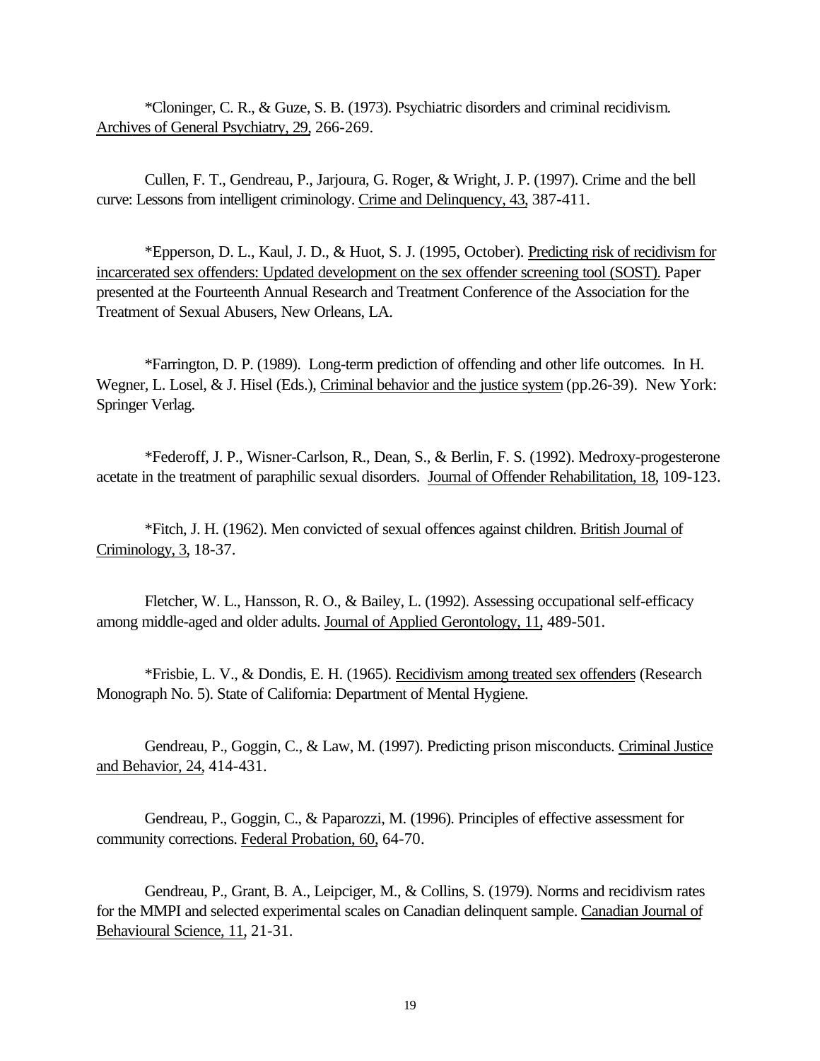*Cloninger, C. R., & Guze, S. B. (1973). Psychiatric disorders and criminal recidivism. Archives of General Psychiatry, 29, 266-269.

Cullen, F. T., Gendreau, P., Jarjoura, G. Roger, & Wright, J. P. (1997). Crime and the bell curve: Lessons from intelligent criminology. Crime and Delinquency, 43, 387-411.

*Epperson, D. L., Kaul, J. D., & Huot, S. J. (1995, October). Predicting risk of recidivism for incarcerated sex offenders: Updated development on the sex offender screening tool (SOST). Paper presented at the Fourteenth Annual Research and Treatment Conference of the Association for the Treatment of Sexual Abusers, New Orleans, LA.

*Farrington, D. P. (1989). Long-term prediction of offending and other life outcomes. In H. Wegner, L. Losel, & J. Hisel (Eds.), Criminal behavior and the justice system (pp.26-39). New York: Springer Verlag.

*Federoff, J. P., Wisner-Carlson, R., Dean, S., & Berlin, F. S. (1992). Medroxy-progesterone acetate in the treatment of paraphilic sexual disorders. Journal of Offender Rehabilitation, 18, 109-123.

*Fitch, J. H. (1962). Men convicted of sexual offences against children. British Journal of Criminology, 3, 18-37.

Fletcher, W. L., Hansson, R. O., & Bailey, L. (1992). Assessing occupational self-efficacy among middle-aged and older adults. Journal of Applied Gerontology, 11, 489-501.

*Frisbie, L. V., & Dondis, E. H. (1965). Recidivism among treated sex offenders (Research Monograph No. 5). State of California: Department of Mental Hygiene.

Gendreau, P., Goggin, C., & Law, M. (1997). Predicting prison misconducts. Criminal Justice and Behavior, 24, 414-431.

Gendreau, P., Goggin, C., & Paparozzi, M. (1996). Principles of effective assessment for community corrections. Federal Probation, 60, 64-70.

Gendreau, P., Grant, B. A., Leipciger, M., & Collins, S. (1979). Norms and recidivism rates for the MMPI and selected experimental scales on Canadian delinquent sample. Canadian Journal of Behavioural Science, 11, 21-31.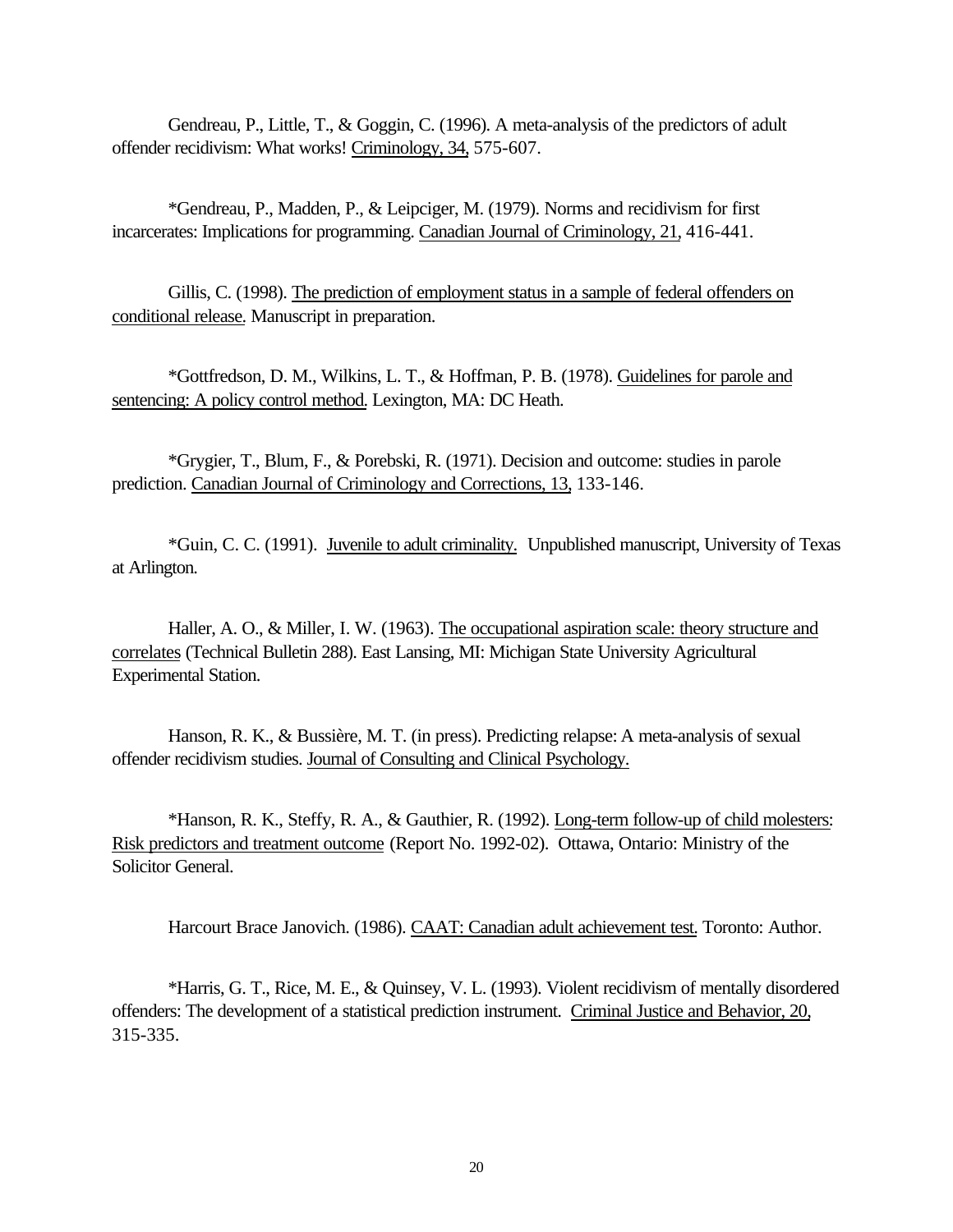Gendreau, P., Little, T., & Goggin, C. (1996). A meta-analysis of the predictors of adult offender recidivism: What works! Criminology, 34, 575-607.

*Gendreau, P., Madden, P., & Leipciger, M. (1979). Norms and recidivism for first incarcerates: Implications for programming. Canadian Journal of Criminology, 21, 416-441.

Gillis, C. (1998). The prediction of employment status in a sample of federal offenders on conditional release. Manuscript in preparation.

*Gottfredson, D. M., Wilkins, L. T., & Hoffman, P. B. (1978). Guidelines for parole and sentencing: A policy control method. Lexington, MA: DC Heath.

*Grygier, T., Blum, F., & Porebski, R. (1971). Decision and outcome: studies in parole prediction. Canadian Journal of Criminology and Corrections, 13, 133-146.

*Guin, C. C. (1991). Juvenile to adult criminality. Unpublished manuscript, University of Texas at Arlington.

Haller, A. O., & Miller, I. W. (1963). The occupational aspiration scale: theory structure and correlates (Technical Bulletin 288). East Lansing, MI: Michigan State University Agricultural Experimental Station.

Hanson, R. K., & Bussière, M. T. (in press). Predicting relapse: A meta-analysis of sexual offender recidivism studies. Journal of Consulting and Clinical Psychology.

*Hanson, R. K., Steffy, R. A., & Gauthier, R. (1992). Long-term follow-up of child molesters: Risk predictors and treatment outcome (Report No. 1992-02). Ottawa, Ontario: Ministry of the Solicitor General.

Harcourt Brace Janovich. (1986). CAAT: Canadian adult achievement test. Toronto: Author.

*Harris, G. T., Rice, M. E., & Quinsey, V. L. (1993). Violent recidivism of mentally disordered offenders: The development of a statistical prediction instrument. Criminal Justice and Behavior, 20, 315-335.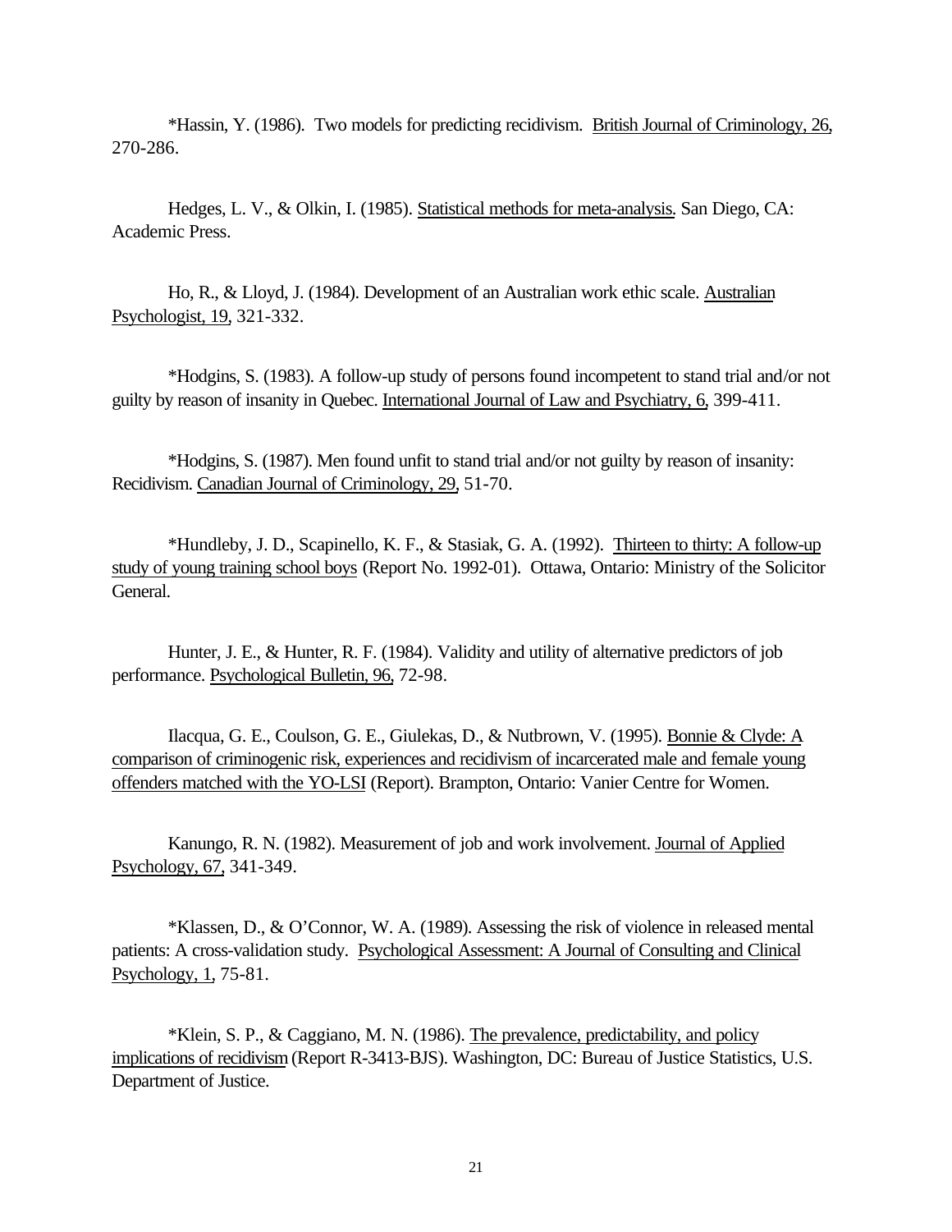*Hassin, Y. (1986). Two models for predicting recidivism. British Journal of Criminology, 26, 270-286.

Hedges, L. V., & Olkin, I. (1985). Statistical methods for meta-analysis. San Diego, CA: Academic Press.

Ho, R., & Lloyd, J. (1984). Development of an Australian work ethic scale. Australian Psychologist, 19, 321-332.

*Hodgins, S. (1983). A follow-up study of persons found incompetent to stand trial and/or not guilty by reason of insanity in Quebec. International Journal of Law and Psychiatry, 6, 399-411.

*Hodgins, S. (1987). Men found unfit to stand trial and/or not guilty by reason of insanity: Recidivism. Canadian Journal of Criminology, 29, 51-70.

*Hundleby, J. D., Scapinello, K. F., & Stasiak, G. A. (1992). Thirteen to thirty: A follow-up study of young training school boys (Report No. 1992-01). Ottawa, Ontario: Ministry of the Solicitor General.

Hunter, J. E., & Hunter, R. F. (1984). Validity and utility of alternative predictors of job performance. Psychological Bulletin, 96, 72-98.

Ilacqua, G. E., Coulson, G. E., Giulekas, D., & Nutbrown, V. (1995). Bonnie & Clyde: A comparison of criminogenic risk, experiences and recidivism of incarcerated male and female young offenders matched with the YO-LSI (Report). Brampton, Ontario: Vanier Centre for Women.

Kanungo, R. N. (1982). Measurement of job and work involvement. Journal of Applied Psychology, 67, 341-349.

*Klassen, D., & O'Connor, W. A. (1989). Assessing the risk of violence in released mental patients: A cross-validation study. Psychological Assessment: A Journal of Consulting and Clinical Psychology, 1, 75-81.

*Klein, S. P., & Caggiano, M. N. (1986). The prevalence, predictability, and policy implications of recidivism (Report R-3413-BJS). Washington, DC: Bureau of Justice Statistics, U.S. Department of Justice.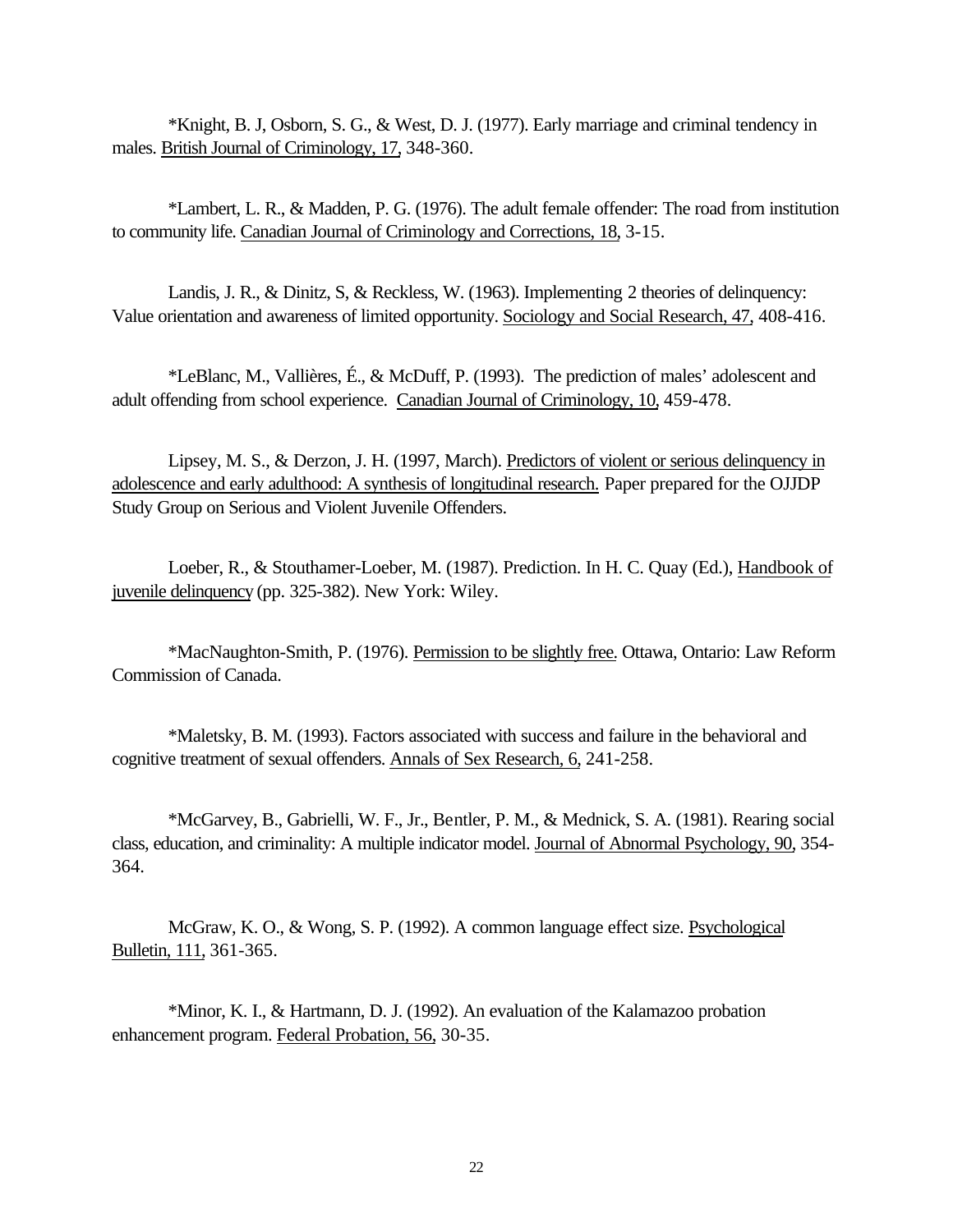*Knight, B. J, Osborn, S. G., & West, D. J. (1977). Early marriage and criminal tendency in males. British Journal of Criminology, 17, 348-360.

*Lambert, L. R., & Madden, P. G. (1976). The adult female offender: The road from institution to community life. Canadian Journal of Criminology and Corrections, 18, 3-15.

Landis, J. R., & Dinitz, S, & Reckless, W. (1963). Implementing 2 theories of delinquency: Value orientation and awareness of limited opportunity. Sociology and Social Research, 47, 408-416.

*LeBlanc, M., Vallières, É., & McDuff, P. (1993). The prediction of males' adolescent and adult offending from school experience. Canadian Journal of Criminology, 10, 459-478.

Lipsey, M. S., & Derzon, J. H. (1997, March). Predictors of violent or serious delinquency in adolescence and early adulthood: A synthesis of longitudinal research. Paper prepared for the OJJDP Study Group on Serious and Violent Juvenile Offenders.

Loeber, R., & Stouthamer-Loeber, M. (1987). Prediction. In H. C. Quay (Ed.), Handbook of juvenile delinquency (pp. 325-382). New York: Wiley.

*MacNaughton-Smith, P. (1976). Permission to be slightly free. Ottawa, Ontario: Law Reform Commission of Canada.

*Maletsky, B. M. (1993). Factors associated with success and failure in the behavioral and cognitive treatment of sexual offenders. Annals of Sex Research, 6, 241-258.

*McGarvey, B., Gabrielli, W. F., Jr., Bentler, P. M., & Mednick, S. A. (1981). Rearing social class, education, and criminality: A multiple indicator model. Journal of Abnormal Psychology, 90, 354-364.

McGraw, K. O., & Wong, S. P. (1992). A common language effect size. Psychological Bulletin, 111, 361-365.

*Minor, K. I., & Hartmann, D. J. (1992). An evaluation of the Kalamazoo probation enhancement program. Federal Probation, 56, 30-35.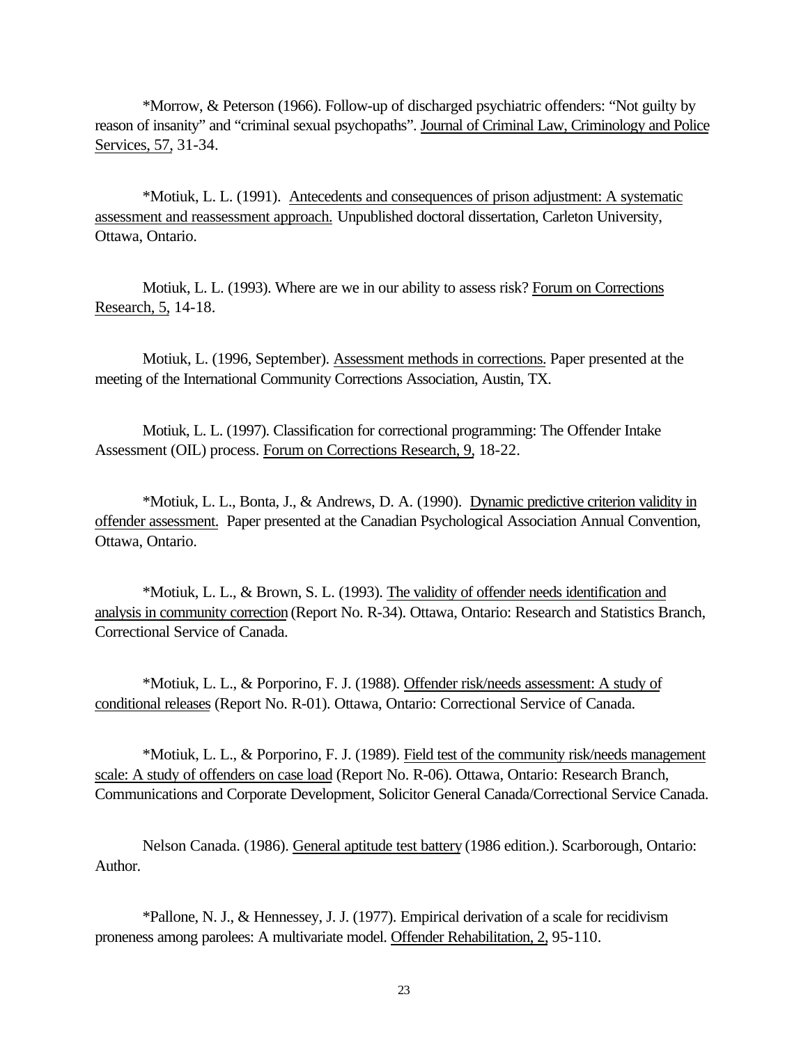*Morrow, & Peterson (1966). Follow-up of discharged psychiatric offenders: “Not guilty by reason of insanity” and “criminal sexual psychopaths”. Journal of Criminal Law, Criminology and Police Services, 57, 31-34.

*Motiuk, L. L. (1991). Antecedents and consequences of prison adjustment: A systematic assessment and reassessment approach. Unpublished doctoral dissertation, Carleton University, Ottawa, Ontario.

Motiuk, L. L. (1993). Where are we in our ability to assess risk? Forum on Corrections Research, 5, 14-18.

Motiuk, L. (1996, September). Assessment methods in corrections. Paper presented at the meeting of the International Community Corrections Association, Austin, TX.

Motiuk, L. L. (1997). Classification for correctional programming: The Offender Intake Assessment (OIL) process. Forum on Corrections Research, 9, 18-22.

*Motiuk, L. L., Bonta, J., & Andrews, D. A. (1990). Dynamic predictive criterion validity in offender assessment. Paper presented at the Canadian Psychological Association Annual Convention, Ottawa, Ontario.

*Motiuk, L. L., & Brown, S. L. (1993). The validity of offender needs identification and analysis in community correction (Report No. R-34). Ottawa, Ontario: Research and Statistics Branch, Correctional Service of Canada.

*Motiuk, L. L., & Porporino, F. J. (1988). Offender risk/needs assessment: A study of conditional releases (Report No. R-01). Ottawa, Ontario: Correctional Service of Canada.

*Motiuk, L. L., & Porporino, F. J. (1989). Field test of the community risk/needs management scale: A study of offenders on case load (Report No. R-06). Ottawa, Ontario: Research Branch, Communications and Corporate Development, Solicitor General Canada/Correctional Service Canada.

Nelson Canada. (1986). General aptitude test battery (1986 edition.). Scarborough, Ontario: Author.

*Pallone, N. J., & Hennessey, J. J. (1977). Empirical derivation of a scale for recidivism proneness among parolees: A multivariate model. Offender Rehabilitation, 2, 95-110.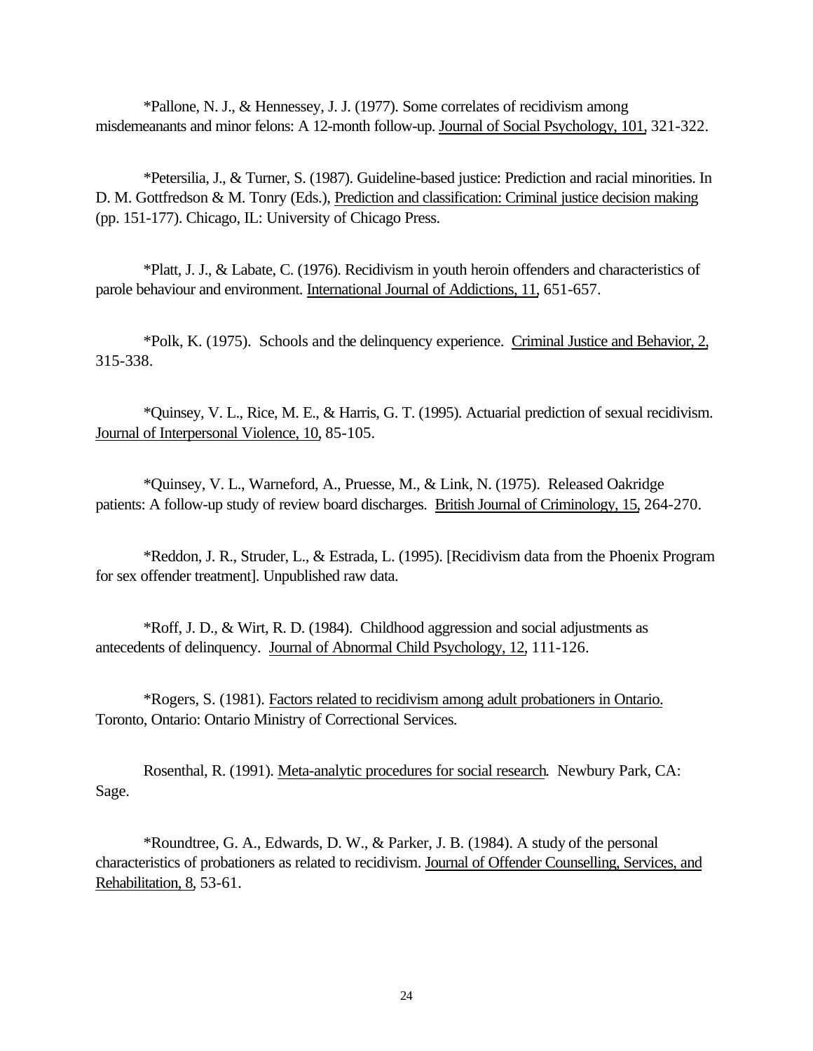*Pallone, N. J., & Hennessey, J. J. (1977). Some correlates of recidivism among misdemeanants and minor felons: A 12-month follow-up. Journal of Social Psychology, 101, 321-322.

*Petersilia, J., & Turner, S. (1987). Guideline-based justice: Prediction and racial minorities. In D. M. Gottfredson & M. Tonry (Eds.), Prediction and classification: Criminal justice decision making (pp. 151-177). Chicago, IL: University of Chicago Press.

*Platt, J. J., & Labate, C. (1976). Recidivism in youth heroin offenders and characteristics of parole behaviour and environment. International Journal of Addictions, 11, 651-657.

*Polk, K. (1975). Schools and the delinquency experience. Criminal Justice and Behavior, 2, 315-338.

*Quinsey, V. L., Rice, M. E., & Harris, G. T. (1995). Actuarial prediction of sexual recidivism. Journal of Interpersonal Violence, 10, 85-105.

*Quinsey, V. L., Warneford, A., Pruesse, M., & Link, N. (1975). Released Oakridge patients: A follow-up study of review board discharges. British Journal of Criminology, 15, 264-270.

*Reddon, J. R., Struder, L., & Estrada, L. (1995). [Recidivism data from the Phoenix Program for sex offender treatment]. Unpublished raw data.

*Roff, J. D., & Wirt, R. D. (1984). Childhood aggression and social adjustments as antecedents of delinquency. Journal of Abnormal Child Psychology, 12, 111-126.

*Rogers, S. (1981). Factors related to recidivism among adult probationers in Ontario. Toronto, Ontario: Ontario Ministry of Correctional Services.

Rosenthal, R. (1991). Meta-analytic procedures for social research. Newbury Park, CA: Sage.

*Roundtree, G. A., Edwards, D. W., & Parker, J. B. (1984). A study of the personal characteristics of probationers as related to recidivism. Journal of Offender Counselling, Services, and Rehabilitation, 8, 53-61.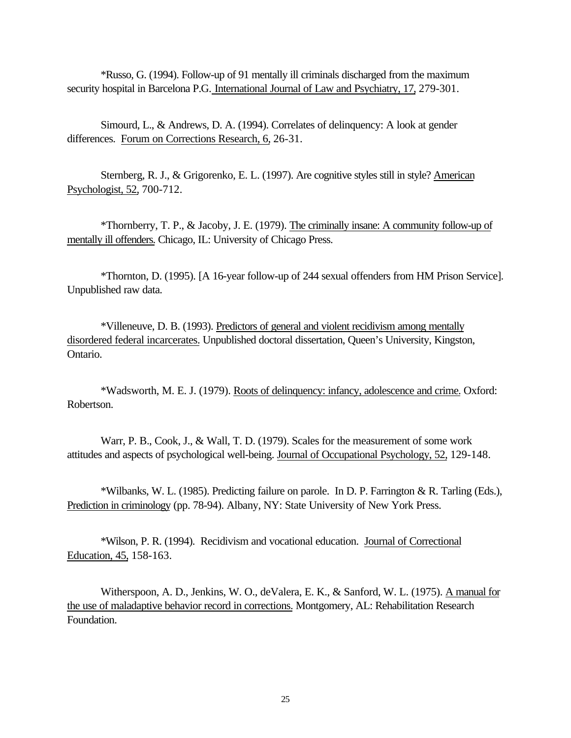*Russo, G. (1994). Follow-up of 91 mentally ill criminals discharged from the maximum security hospital in Barcelona P.G. International Journal of Law and Psychiatry, 17, 279-301.

Simourd, L., & Andrews, D. A. (1994). Correlates of delinquency: A look at gender differences. Forum on Corrections Research, 6, 26-31.

Sternberg, R. J., & Grigorenko, E. L. (1997). Are cognitive styles still in style? American Psychologist, 52, 700-712.

*Thornberry, T. P., & Jacoby, J. E. (1979). The criminally insane: A community follow-up of mentally ill offenders. Chicago, IL: University of Chicago Press.

*Thornton, D. (1995). [A 16-year follow-up of 244 sexual offenders from HM Prison Service]. Unpublished raw data.

*Villeneuve, D. B. (1993). Predictors of general and violent recidivism among mentally disordered federal incarcerates. Unpublished doctoral dissertation, Queen's University, Kingston, Ontario.

*Wadsworth, M. E. J. (1979). Roots of delinquency: infancy, adolescence and crime. Oxford: Robertson.

Warr, P. B., Cook, J., & Wall, T. D. (1979). Scales for the measurement of some work attitudes and aspects of psychological well-being. Journal of Occupational Psychology, 52, 129-148.

*Wilbanks, W. L. (1985). Predicting failure on parole. In D. P. Farrington & R. Tarling (Eds.), Prediction in criminology (pp. 78-94). Albany, NY: State University of New York Press.

*Wilson, P. R. (1994). Recidivism and vocational education. Journal of Correctional Education, 45, 158-163.

Witherspoon, A. D., Jenkins, W. O., deValera, E. K., & Sanford, W. L. (1975). A manual for the use of maladaptive behavior record in corrections. Montgomery, AL: Rehabilitation Research Foundation.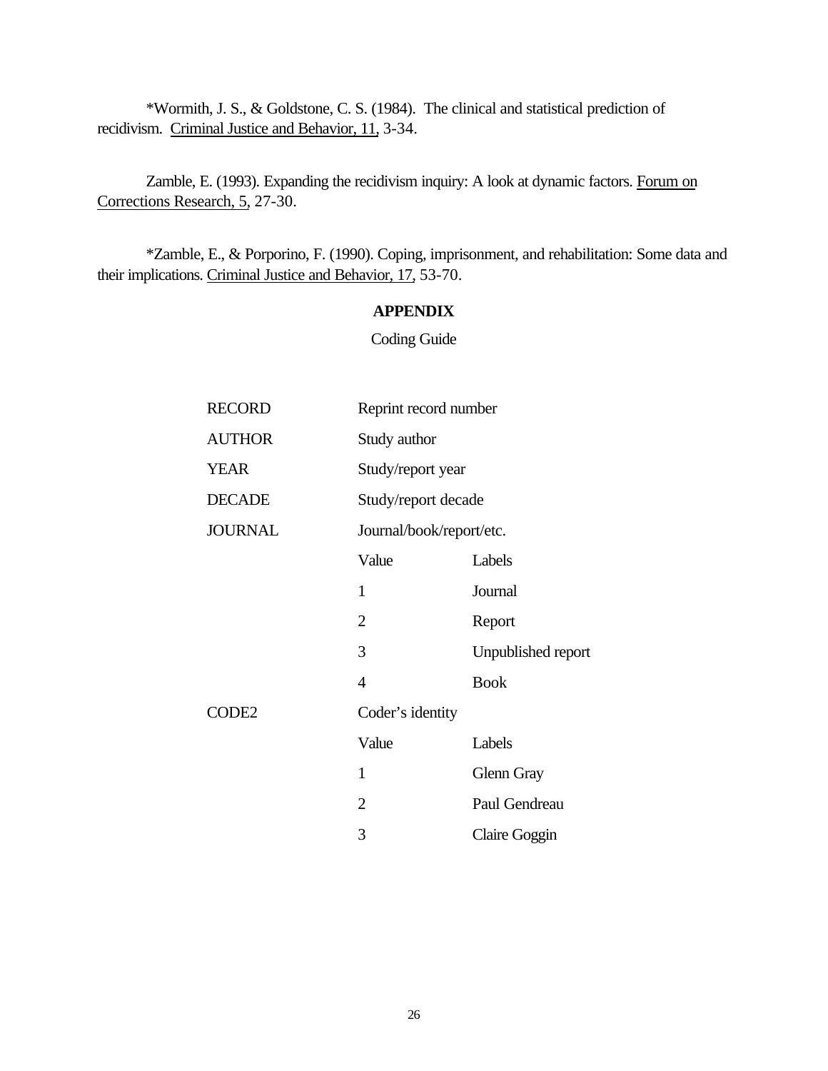*Wormith, J. S., & Goldstone, C. S. (1984). The clinical and statistical prediction of recidivism. Criminal Justice and Behavior, 11, 3-34.

Zamble, E. (1993). Expanding the recidivism inquiry: A look at dynamic factors. Forum on Corrections Research, 5, 27-30.

*Zamble, E., & Porporino, F. (1990). Coping, imprisonment, and rehabilitation: Some data and their implications. Criminal Justice and Behavior, 17, 53-70.

## APPENDIX

Coding Guide

| | | |
|---|---|---|
| RECORD | Reprint record number | |
| AUTHOR | Study author | |
| YEAR | Study/report year | |
| DECADE | Study/report decade | |
| JOURNAL | Journal/book/report/etc. | |
| | Value | Labels |
| | 1 | Journal |
| | 2 | Report |
| | 3 | Unpublished report |
| | 4 | Book |
| CODE2 | Coder's identity | |
| | Value | Labels |
| | 1 | Glenn Gray |
| | 2 | Paul Gendreau |
| | 3 | Claire Goggin |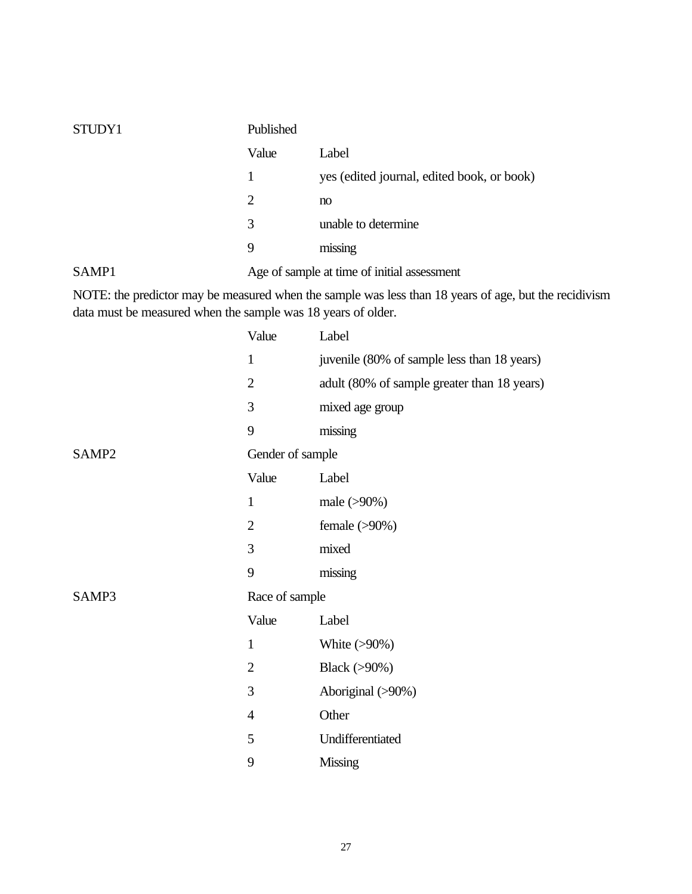STUDY1 Published

| Value | Label |
|---|---|
| 1 | yes (edited journal, edited book, or book) |
| 2 | no |
| 3 | unable to determine |
| 9 | missing |

SAMP1 Age of sample at time of initial assessment

NOTE: the predictor may be measured when the sample was less than 18 years of age, but the recidivism data must be measured when the sample was 18 years of older.

| Value | Label |
|---|---|
| 1 | juvenile (80% of sample less than 18 years) |
| 2 | adult (80% of sample greater than 18 years) |
| 3 | mixed age group |
| 9 | missing |

SAMP2 Gender of sample

| Value | Label |
|---|---|
| 1 | male (>90%) |
| 2 | female (>90%) |
| 3 | mixed |
| 9 | missing |

SAMP3 Race of sample

| Value | Label |
|---|---|
| 1 | White (>90%) |
| 2 | Black (>90%) |
| 3 | Aboriginal (>90%) |
| 4 | Other |
| 5 | Undifferentiated |
| 9 | Missing |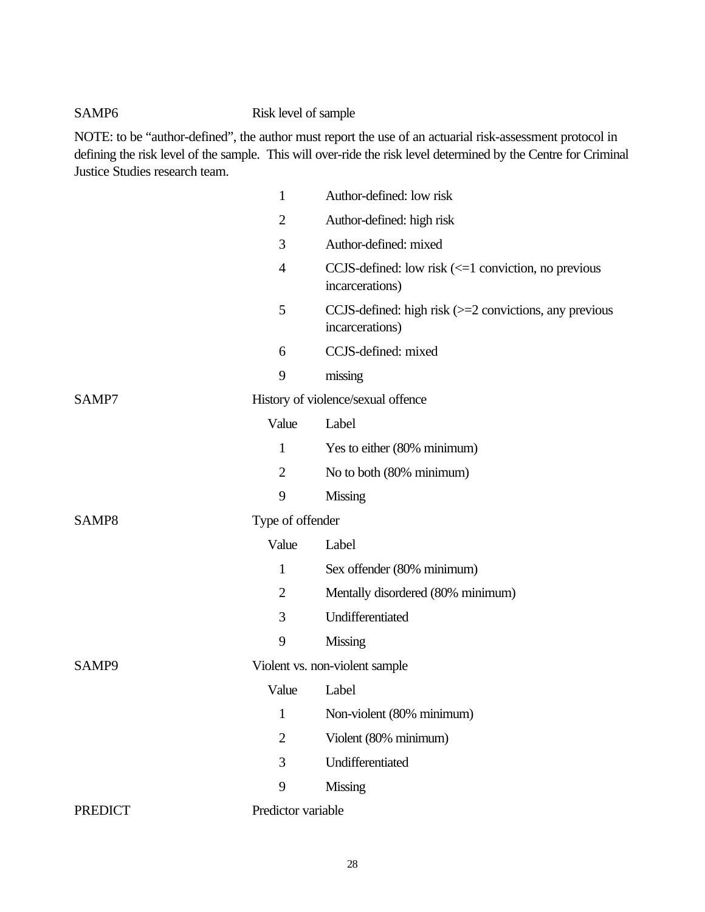SAMP6 Risk level of sample

NOTE: to be "author-defined", the author must report the use of an actuarial risk-assessment protocol in defining the risk level of the sample. This will over-ride the risk level determined by the Centre for Criminal Justice Studies research team.

| Value | Label |
|---|---|
| 1 | Author-defined: low risk |
| 2 | Author-defined: high risk |
| 3 | Author-defined: mixed |
| 4 | CCJS-defined: low risk (<=1 conviction, no previous incarcerations) |
| 5 | CCJS-defined: high risk (>=2 convictions, any previous incarcerations) |
| 6 | CCJS-defined: mixed |
| 9 | missing |

SAMP7 History of violence/sexual offence

| Value | Label |
|---|---|
| 1 | Yes to either (80% minimum) |
| 2 | No to both (80% minimum) |
| 9 | Missing |

SAMP8 Type of offender

| Value | Label |
|---|---|
| 1 | Sex offender (80% minimum) |
| 2 | Mentally disordered (80% minimum) |
| 3 | Undifferentiated |
| 9 | Missing |

SAMP9 Violent vs. non-violent sample

| Value | Label |
|---|---|
| 1 | Non-violent (80% minimum) |
| 2 | Violent (80% minimum) |
| 3 | Undifferentiated |
| 9 | Missing |

PREDICT Predictor variable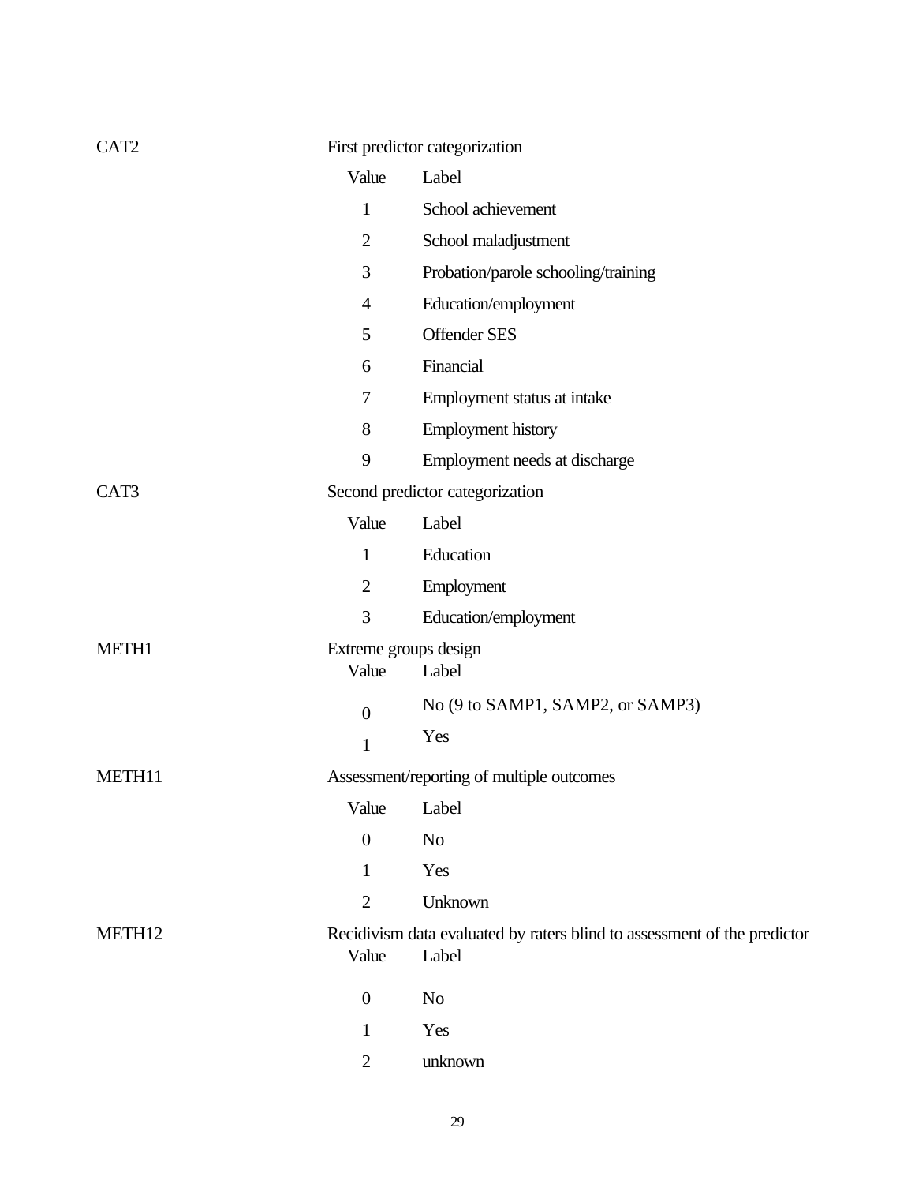| CAT2 | First predictor categorization | |
|---|---|---|
| | Value | Label |
| | 1 | School achievement |
| | 2 | School maladjustment |
| | 3 | Probation/parole schooling/training |
| | 4 | Education/employment |
| | 5 | Offender SES |
| | 6 | Financial |
| | 7 | Employment status at intake |
| | 8 | Employment history |
| | 9 | Employment needs at discharge |
| CAT3 | Second predictor categorization | |
| | Value | Label |
| | 1 | Education |
| | 2 | Employment |
| | 3 | Education/employment |
| METH1 | Extreme groups design | |
| | Value | Label |
| | 0 | No (9 to SAMP1, SAMP2, or SAMP3) |
| | 1 | Yes |
| METH11 | Assessment/reporting of multiple outcomes | |
| | Value | Label |
| | 0 | No |
| | 1 | Yes |
| | 2 | Unknown |
| METH12 | Recidivism data evaluated by raters blind to assessment of the predictor | |
| | Value | Label |
| | 0 | No |
| | 1 | Yes |
| | 2 | unknown |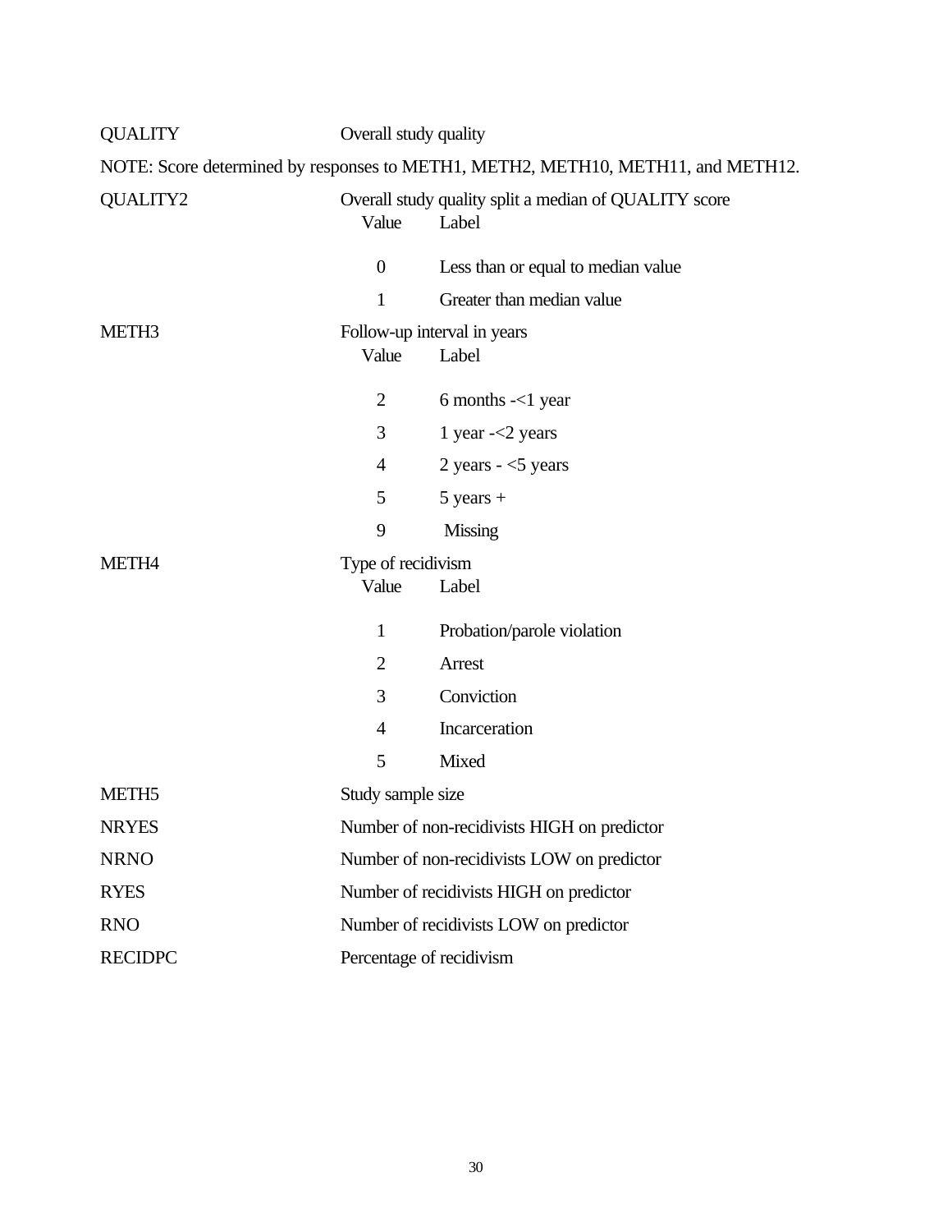| Variable | Description |
|---|---|
| QUALITY | Overall study quality |

NOTE: Score determined by responses to METH1, METH2, METH10, METH11, and METH12.

| Variable | Description | |
|---|---|---|
| QUALITY2 | Overall study quality split a median of QUALITY score | |
| | Value | Label |
| | 0 | Less than or equal to median value |
| | 1 | Greater than median value |
| METH3 | Follow-up interval in years | |
| | Value | Label |
| | 2 | 6 months -<1 year |
| | 3 | 1 year -<2 years |
| | 4 | 2 years - <5 years |
| | 5 | 5 years + |
| | 9 | Missing |
| METH4 | Type of recidivism | |
| | Value | Label |
| | 1 | Probation/parole violation |
| | 2 | Arrest |
| | 3 | Conviction |
| | 4 | Incarceration |
| | 5 | Mixed |
| METH5 | Study sample size | |
| NRYES | Number of non-recidivists HIGH on predictor | |
| NRNO | Number of non-recidivists LOW on predictor | |
| RYES | Number of recidivists HIGH on predictor | |
| RNO | Number of recidivists LOW on predictor | |
| RECIDPC | Percentage of recidivism | |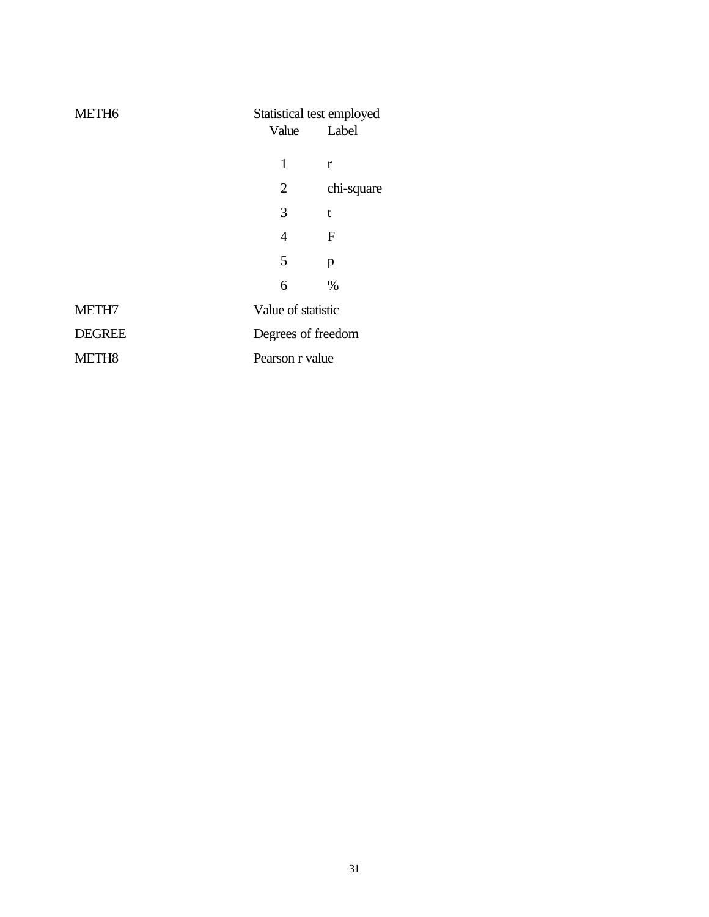METH6 Statistical test employed

| Value | Label |
|---|---|
| 1 | r |
| 2 | chi-square |
| 3 | t |
| 4 | F |
| 5 | p |
| 6 | % |

METH7 Value of statistic

DEGREE Degrees of freedom

METH8 Pearson r value